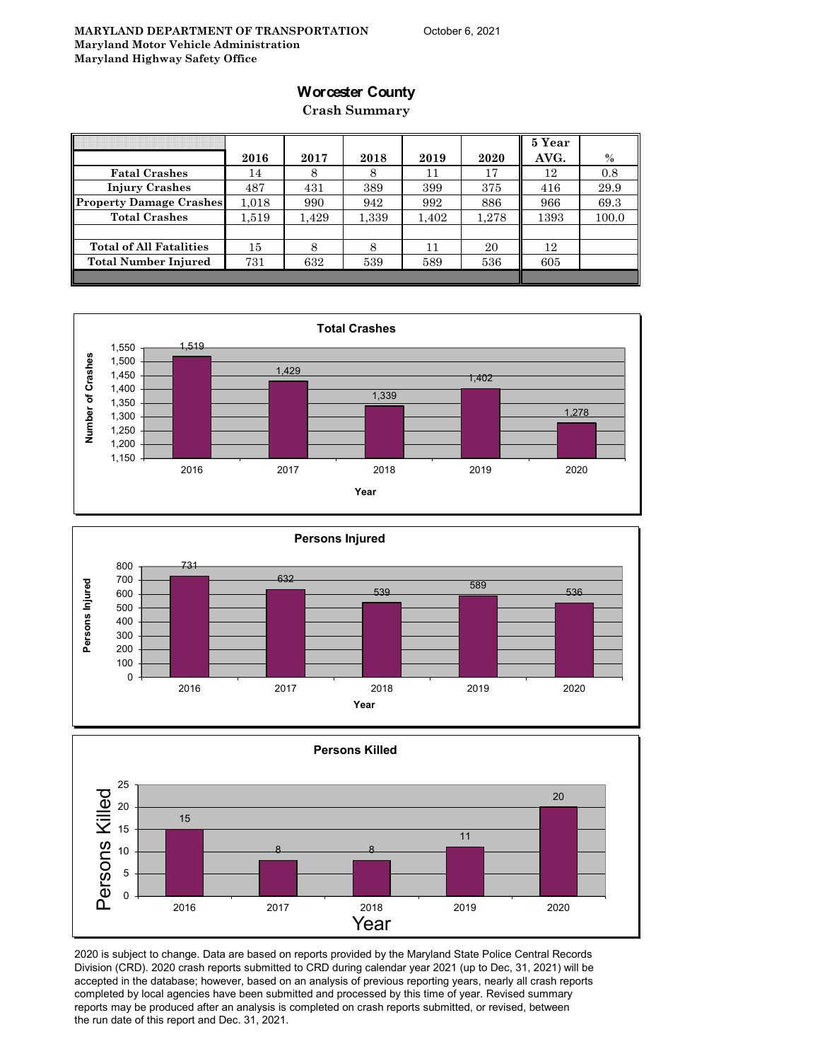**MARYLAND DEPARTMENT OF TRANSPORTATION**
**Maryland Motor Vehicle Administration**
**Maryland Highway Safety Office**

October 6, 2021

# Worcester County

## Crash Summary

| | 2016 | 2017 | 2018 | 2019 | 2020 | 5 Year AVG. | % |
|---|---|---|---|---|---|---|---|
| Fatal Crashes | 14 | 8 | 8 | 11 | 17 | 12 | 0.8 |
| Injury Crashes | 487 | 431 | 389 | 399 | 375 | 416 | 29.9 |
| Property Damage Crashes | 1,018 | 990 | 942 | 992 | 886 | 966 | 69.3 |
| Total Crashes | 1,519 | 1,429 | 1,339 | 1,402 | 1,278 | 1393 | 100.0 |
| | | | | | | | |
| Total of All Fatalities | 15 | 8 | 8 | 11 | 20 | 12 | |
| Total Number Injured | 731 | 632 | 539 | 589 | 536 | 605 | |

**Total Crashes**

| Year | Number of Crashes |
|---|---|
| 2016 | 1,519 |
| 2017 | 1,429 |
| 2018 | 1,339 |
| 2019 | 1,402 |
| 2020 | 1,278 |

**Persons Injured**

| Year | Persons Injured |
|---|---|
| 2016 | 731 |
| 2017 | 632 |
| 2018 | 539 |
| 2019 | 589 |
| 2020 | 536 |

**Persons Killed**

| Year | Persons Killed |
|---|---|
| 2016 | 15 |
| 2017 | 8 |
| 2018 | 8 |
| 2019 | 11 |
| 2020 | 20 |

2020 is subject to change. Data are based on reports provided by the Maryland State Police Central Records Division (CRD). 2020 crash reports submitted to CRD during calendar year 2021 (up to Dec, 31, 2021) will be accepted in the database; however, based on an analysis of previous reporting years, nearly all crash reports completed by local agencies have been submitted and processed by this time of year. Revised summary reports may be produced after an analysis is completed on crash reports submitted, or revised, between the run date of this report and Dec. 31, 2021.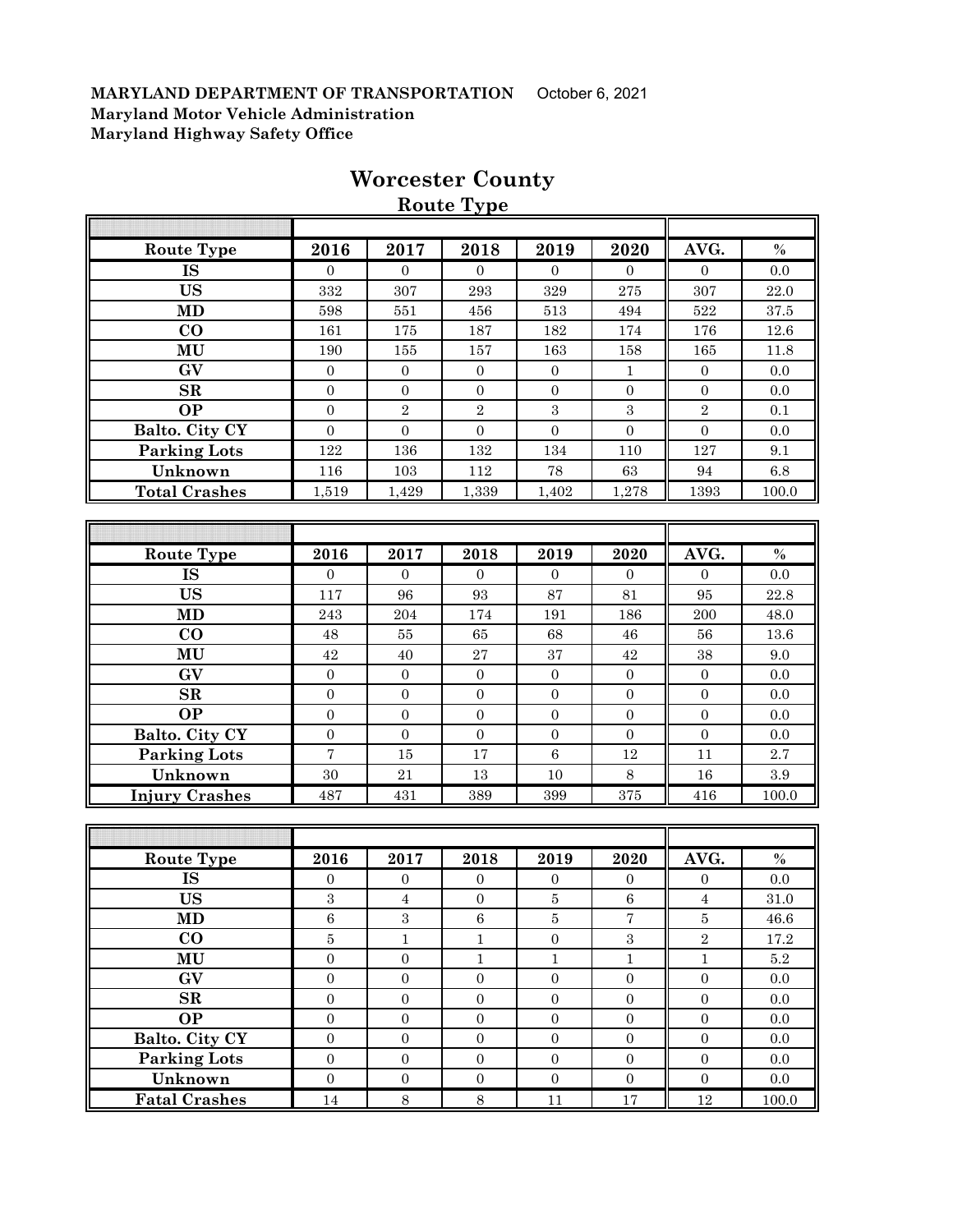**MARYLAND DEPARTMENT OF TRANSPORTATION** October 6, 2021
**Maryland Motor Vehicle Administration**
**Maryland Highway Safety Office**

# Worcester County

## Route Type

| Route Type | 2016 | 2017 | 2018 | 2019 | 2020 | AVG. | % |
|---|---|---|---|---|---|---|---|
| IS | 0 | 0 | 0 | 0 | 0 | 0 | 0.0 |
| US | 332 | 307 | 293 | 329 | 275 | 307 | 22.0 |
| MD | 598 | 551 | 456 | 513 | 494 | 522 | 37.5 |
| CO | 161 | 175 | 187 | 182 | 174 | 176 | 12.6 |
| MU | 190 | 155 | 157 | 163 | 158 | 165 | 11.8 |
| GV | 0 | 0 | 0 | 0 | 1 | 0 | 0.0 |
| SR | 0 | 0 | 0 | 0 | 0 | 0 | 0.0 |
| OP | 0 | 2 | 2 | 3 | 3 | 2 | 0.1 |
| Balto. City CY | 0 | 0 | 0 | 0 | 0 | 0 | 0.0 |
| Parking Lots | 122 | 136 | 132 | 134 | 110 | 127 | 9.1 |
| Unknown | 116 | 103 | 112 | 78 | 63 | 94 | 6.8 |
| Total Crashes | 1,519 | 1,429 | 1,339 | 1,402 | 1,278 | 1393 | 100.0 |

| Route Type | 2016 | 2017 | 2018 | 2019 | 2020 | AVG. | % |
|---|---|---|---|---|---|---|---|
| IS | 0 | 0 | 0 | 0 | 0 | 0 | 0.0 |
| US | 117 | 96 | 93 | 87 | 81 | 95 | 22.8 |
| MD | 243 | 204 | 174 | 191 | 186 | 200 | 48.0 |
| CO | 48 | 55 | 65 | 68 | 46 | 56 | 13.6 |
| MU | 42 | 40 | 27 | 37 | 42 | 38 | 9.0 |
| GV | 0 | 0 | 0 | 0 | 0 | 0 | 0.0 |
| SR | 0 | 0 | 0 | 0 | 0 | 0 | 0.0 |
| OP | 0 | 0 | 0 | 0 | 0 | 0 | 0.0 |
| Balto. City CY | 0 | 0 | 0 | 0 | 0 | 0 | 0.0 |
| Parking Lots | 7 | 15 | 17 | 6 | 12 | 11 | 2.7 |
| Unknown | 30 | 21 | 13 | 10 | 8 | 16 | 3.9 |
| Injury Crashes | 487 | 431 | 389 | 399 | 375 | 416 | 100.0 |

| Route Type | 2016 | 2017 | 2018 | 2019 | 2020 | AVG. | % |
|---|---|---|---|---|---|---|---|
| IS | 0 | 0 | 0 | 0 | 0 | 0 | 0.0 |
| US | 3 | 4 | 0 | 5 | 6 | 4 | 31.0 |
| MD | 6 | 3 | 6 | 5 | 7 | 5 | 46.6 |
| CO | 5 | 1 | 1 | 0 | 3 | 2 | 17.2 |
| MU | 0 | 0 | 1 | 1 | 1 | 1 | 5.2 |
| GV | 0 | 0 | 0 | 0 | 0 | 0 | 0.0 |
| SR | 0 | 0 | 0 | 0 | 0 | 0 | 0.0 |
| OP | 0 | 0 | 0 | 0 | 0 | 0 | 0.0 |
| Balto. City CY | 0 | 0 | 0 | 0 | 0 | 0 | 0.0 |
| Parking Lots | 0 | 0 | 0 | 0 | 0 | 0 | 0.0 |
| Unknown | 0 | 0 | 0 | 0 | 0 | 0 | 0.0 |
| Fatal Crashes | 14 | 8 | 8 | 11 | 17 | 12 | 100.0 |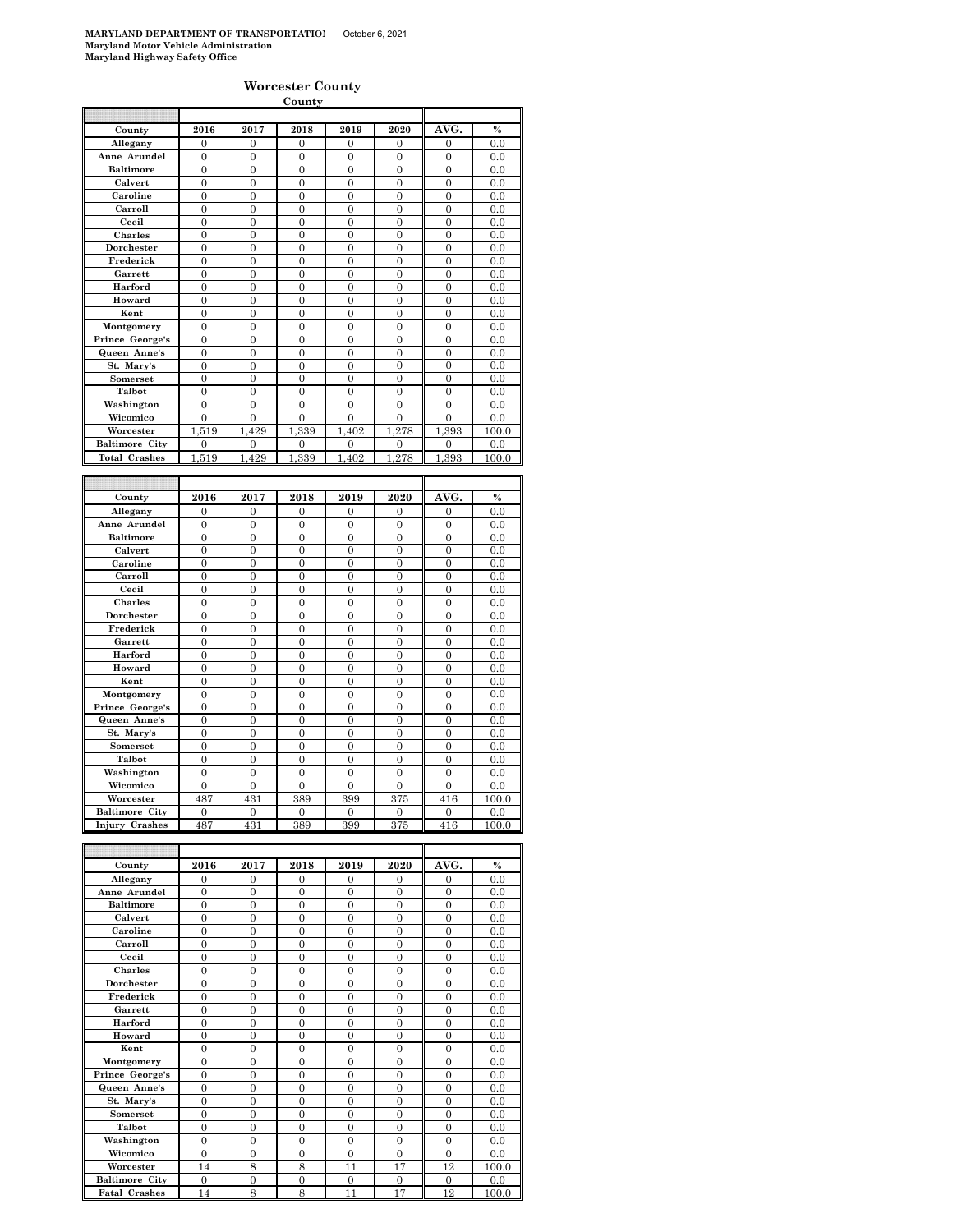**MARYLAND DEPARTMENT OF TRANSPORTATION** October 6, 2021
**Maryland Motor Vehicle Administration**
**Maryland Highway Safety Office**

## Worcester County

**County**

| County | 2016 | 2017 | 2018 | 2019 | 2020 | AVG. | % |
|---|---|---|---|---|---|---|---|
| Allegany | 0 | 0 | 0 | 0 | 0 | 0 | 0.0 |
| Anne Arundel | 0 | 0 | 0 | 0 | 0 | 0 | 0.0 |
| Baltimore | 0 | 0 | 0 | 0 | 0 | 0 | 0.0 |
| Calvert | 0 | 0 | 0 | 0 | 0 | 0 | 0.0 |
| Caroline | 0 | 0 | 0 | 0 | 0 | 0 | 0.0 |
| Carroll | 0 | 0 | 0 | 0 | 0 | 0 | 0.0 |
| Cecil | 0 | 0 | 0 | 0 | 0 | 0 | 0.0 |
| Charles | 0 | 0 | 0 | 0 | 0 | 0 | 0.0 |
| Dorchester | 0 | 0 | 0 | 0 | 0 | 0 | 0.0 |
| Frederick | 0 | 0 | 0 | 0 | 0 | 0 | 0.0 |
| Garrett | 0 | 0 | 0 | 0 | 0 | 0 | 0.0 |
| Harford | 0 | 0 | 0 | 0 | 0 | 0 | 0.0 |
| Howard | 0 | 0 | 0 | 0 | 0 | 0 | 0.0 |
| Kent | 0 | 0 | 0 | 0 | 0 | 0 | 0.0 |
| Montgomery | 0 | 0 | 0 | 0 | 0 | 0 | 0.0 |
| Prince George's | 0 | 0 | 0 | 0 | 0 | 0 | 0.0 |
| Queen Anne's | 0 | 0 | 0 | 0 | 0 | 0 | 0.0 |
| St. Mary's | 0 | 0 | 0 | 0 | 0 | 0 | 0.0 |
| Somerset | 0 | 0 | 0 | 0 | 0 | 0 | 0.0 |
| Talbot | 0 | 0 | 0 | 0 | 0 | 0 | 0.0 |
| Washington | 0 | 0 | 0 | 0 | 0 | 0 | 0.0 |
| Wicomico | 0 | 0 | 0 | 0 | 0 | 0 | 0.0 |
| Worcester | 1,519 | 1,429 | 1,339 | 1,402 | 1,278 | 1,393 | 100.0 |
| Baltimore City | 0 | 0 | 0 | 0 | 0 | 0 | 0.0 |
| Total Crashes | 1,519 | 1,429 | 1,339 | 1,402 | 1,278 | 1,393 | 100.0 |

| County | 2016 | 2017 | 2018 | 2019 | 2020 | AVG. | % |
|---|---|---|---|---|---|---|---|
| Allegany | 0 | 0 | 0 | 0 | 0 | 0 | 0.0 |
| Anne Arundel | 0 | 0 | 0 | 0 | 0 | 0 | 0.0 |
| Baltimore | 0 | 0 | 0 | 0 | 0 | 0 | 0.0 |
| Calvert | 0 | 0 | 0 | 0 | 0 | 0 | 0.0 |
| Caroline | 0 | 0 | 0 | 0 | 0 | 0 | 0.0 |
| Carroll | 0 | 0 | 0 | 0 | 0 | 0 | 0.0 |
| Cecil | 0 | 0 | 0 | 0 | 0 | 0 | 0.0 |
| Charles | 0 | 0 | 0 | 0 | 0 | 0 | 0.0 |
| Dorchester | 0 | 0 | 0 | 0 | 0 | 0 | 0.0 |
| Frederick | 0 | 0 | 0 | 0 | 0 | 0 | 0.0 |
| Garrett | 0 | 0 | 0 | 0 | 0 | 0 | 0.0 |
| Harford | 0 | 0 | 0 | 0 | 0 | 0 | 0.0 |
| Howard | 0 | 0 | 0 | 0 | 0 | 0 | 0.0 |
| Kent | 0 | 0 | 0 | 0 | 0 | 0 | 0.0 |
| Montgomery | 0 | 0 | 0 | 0 | 0 | 0 | 0.0 |
| Prince George's | 0 | 0 | 0 | 0 | 0 | 0 | 0.0 |
| Queen Anne's | 0 | 0 | 0 | 0 | 0 | 0 | 0.0 |
| St. Mary's | 0 | 0 | 0 | 0 | 0 | 0 | 0.0 |
| Somerset | 0 | 0 | 0 | 0 | 0 | 0 | 0.0 |
| Talbot | 0 | 0 | 0 | 0 | 0 | 0 | 0.0 |
| Washington | 0 | 0 | 0 | 0 | 0 | 0 | 0.0 |
| Wicomico | 0 | 0 | 0 | 0 | 0 | 0 | 0.0 |
| Worcester | 487 | 431 | 389 | 399 | 375 | 416 | 100.0 |
| Baltimore City | 0 | 0 | 0 | 0 | 0 | 0 | 0.0 |
| Injury Crashes | 487 | 431 | 389 | 399 | 375 | 416 | 100.0 |

| County | 2016 | 2017 | 2018 | 2019 | 2020 | AVG. | % |
|---|---|---|---|---|---|---|---|
| Allegany | 0 | 0 | 0 | 0 | 0 | 0 | 0.0 |
| Anne Arundel | 0 | 0 | 0 | 0 | 0 | 0 | 0.0 |
| Baltimore | 0 | 0 | 0 | 0 | 0 | 0 | 0.0 |
| Calvert | 0 | 0 | 0 | 0 | 0 | 0 | 0.0 |
| Caroline | 0 | 0 | 0 | 0 | 0 | 0 | 0.0 |
| Carroll | 0 | 0 | 0 | 0 | 0 | 0 | 0.0 |
| Cecil | 0 | 0 | 0 | 0 | 0 | 0 | 0.0 |
| Charles | 0 | 0 | 0 | 0 | 0 | 0 | 0.0 |
| Dorchester | 0 | 0 | 0 | 0 | 0 | 0 | 0.0 |
| Frederick | 0 | 0 | 0 | 0 | 0 | 0 | 0.0 |
| Garrett | 0 | 0 | 0 | 0 | 0 | 0 | 0.0 |
| Harford | 0 | 0 | 0 | 0 | 0 | 0 | 0.0 |
| Howard | 0 | 0 | 0 | 0 | 0 | 0 | 0.0 |
| Kent | 0 | 0 | 0 | 0 | 0 | 0 | 0.0 |
| Montgomery | 0 | 0 | 0 | 0 | 0 | 0 | 0.0 |
| Prince George's | 0 | 0 | 0 | 0 | 0 | 0 | 0.0 |
| Queen Anne's | 0 | 0 | 0 | 0 | 0 | 0 | 0.0 |
| St. Mary's | 0 | 0 | 0 | 0 | 0 | 0 | 0.0 |
| Somerset | 0 | 0 | 0 | 0 | 0 | 0 | 0.0 |
| Talbot | 0 | 0 | 0 | 0 | 0 | 0 | 0.0 |
| Washington | 0 | 0 | 0 | 0 | 0 | 0 | 0.0 |
| Wicomico | 0 | 0 | 0 | 0 | 0 | 0 | 0.0 |
| Worcester | 14 | 8 | 8 | 11 | 17 | 12 | 100.0 |
| Baltimore City | 0 | 0 | 0 | 0 | 0 | 0 | 0.0 |
| Fatal Crashes | 14 | 8 | 8 | 11 | 17 | 12 | 100.0 |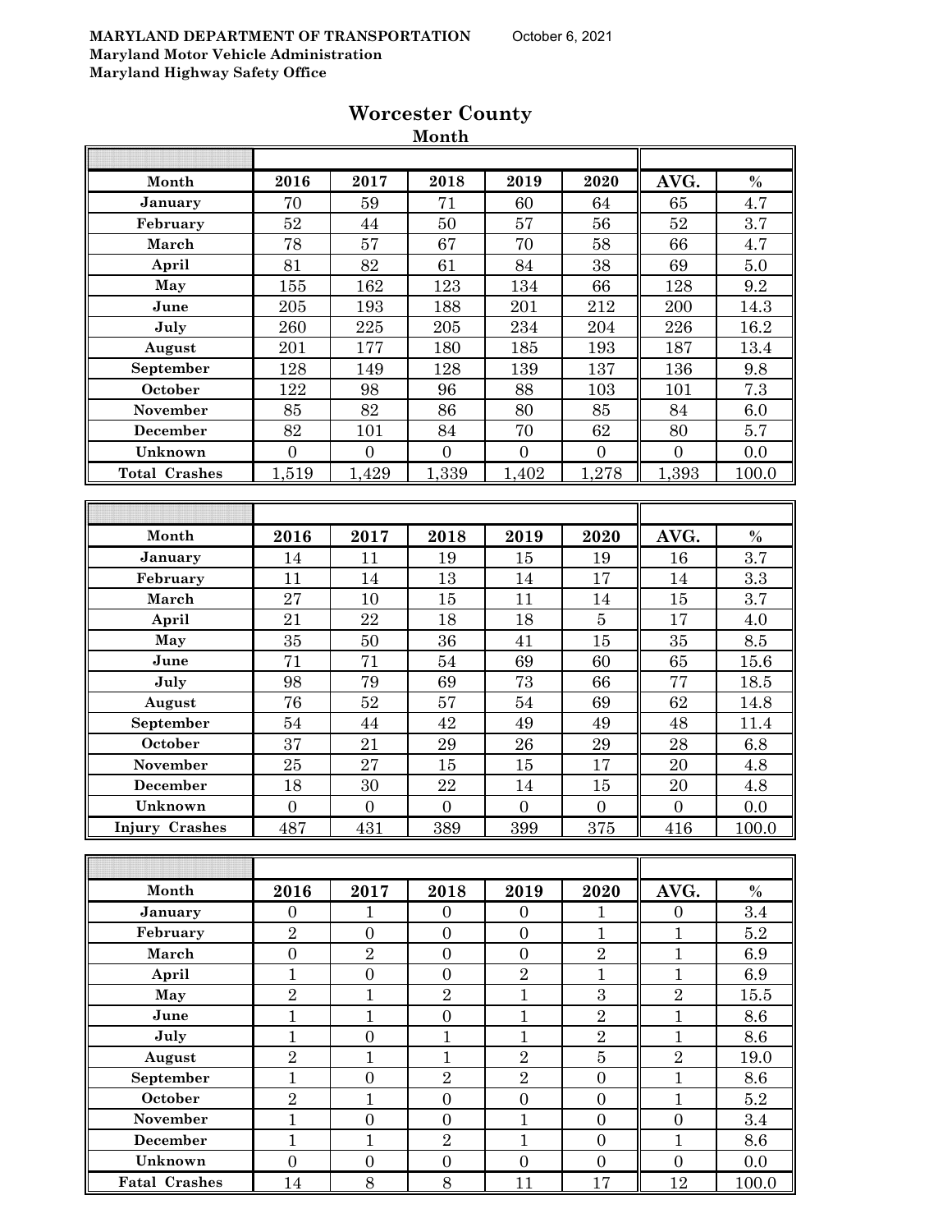MARYLAND DEPARTMENT OF TRANSPORTATION October 6, 2021

Maryland Motor Vehicle Administration

Maryland Highway Safety Office

# Worcester County

## Month

| Month | 2016 | 2017 | 2018 | 2019 | 2020 | AVG. | % |
|---|---|---|---|---|---|---|---|
| January | 70 | 59 | 71 | 60 | 64 | 65 | 4.7 |
| February | 52 | 44 | 50 | 57 | 56 | 52 | 3.7 |
| March | 78 | 57 | 67 | 70 | 58 | 66 | 4.7 |
| April | 81 | 82 | 61 | 84 | 38 | 69 | 5.0 |
| May | 155 | 162 | 123 | 134 | 66 | 128 | 9.2 |
| June | 205 | 193 | 188 | 201 | 212 | 200 | 14.3 |
| July | 260 | 225 | 205 | 234 | 204 | 226 | 16.2 |
| August | 201 | 177 | 180 | 185 | 193 | 187 | 13.4 |
| September | 128 | 149 | 128 | 139 | 137 | 136 | 9.8 |
| October | 122 | 98 | 96 | 88 | 103 | 101 | 7.3 |
| November | 85 | 82 | 86 | 80 | 85 | 84 | 6.0 |
| December | 82 | 101 | 84 | 70 | 62 | 80 | 5.7 |
| Unknown | 0 | 0 | 0 | 0 | 0 | 0 | 0.0 |
| Total Crashes | 1,519 | 1,429 | 1,339 | 1,402 | 1,278 | 1,393 | 100.0 |

| Month | 2016 | 2017 | 2018 | 2019 | 2020 | AVG. | % |
|---|---|---|---|---|---|---|---|
| January | 14 | 11 | 19 | 15 | 19 | 16 | 3.7 |
| February | 11 | 14 | 13 | 14 | 17 | 14 | 3.3 |
| March | 27 | 10 | 15 | 11 | 14 | 15 | 3.7 |
| April | 21 | 22 | 18 | 18 | 5 | 17 | 4.0 |
| May | 35 | 50 | 36 | 41 | 15 | 35 | 8.5 |
| June | 71 | 71 | 54 | 69 | 60 | 65 | 15.6 |
| July | 98 | 79 | 69 | 73 | 66 | 77 | 18.5 |
| August | 76 | 52 | 57 | 54 | 69 | 62 | 14.8 |
| September | 54 | 44 | 42 | 49 | 49 | 48 | 11.4 |
| October | 37 | 21 | 29 | 26 | 29 | 28 | 6.8 |
| November | 25 | 27 | 15 | 15 | 17 | 20 | 4.8 |
| December | 18 | 30 | 22 | 14 | 15 | 20 | 4.8 |
| Unknown | 0 | 0 | 0 | 0 | 0 | 0 | 0.0 |
| Injury Crashes | 487 | 431 | 389 | 399 | 375 | 416 | 100.0 |

| Month | 2016 | 2017 | 2018 | 2019 | 2020 | AVG. | % |
|---|---|---|---|---|---|---|---|
| January | 0 | 1 | 0 | 0 | 1 | 0 | 3.4 |
| February | 2 | 0 | 0 | 0 | 1 | 1 | 5.2 |
| March | 0 | 2 | 0 | 0 | 2 | 1 | 6.9 |
| April | 1 | 0 | 0 | 2 | 1 | 1 | 6.9 |
| May | 2 | 1 | 2 | 1 | 3 | 2 | 15.5 |
| June | 1 | 1 | 0 | 1 | 2 | 1 | 8.6 |
| July | 1 | 0 | 1 | 1 | 2 | 1 | 8.6 |
| August | 2 | 1 | 1 | 2 | 5 | 2 | 19.0 |
| September | 1 | 0 | 2 | 2 | 0 | 1 | 8.6 |
| October | 2 | 1 | 0 | 0 | 0 | 1 | 5.2 |
| November | 1 | 0 | 0 | 1 | 0 | 0 | 3.4 |
| December | 1 | 1 | 2 | 1 | 0 | 1 | 8.6 |
| Unknown | 0 | 0 | 0 | 0 | 0 | 0 | 0.0 |
| Fatal Crashes | 14 | 8 | 8 | 11 | 17 | 12 | 100.0 |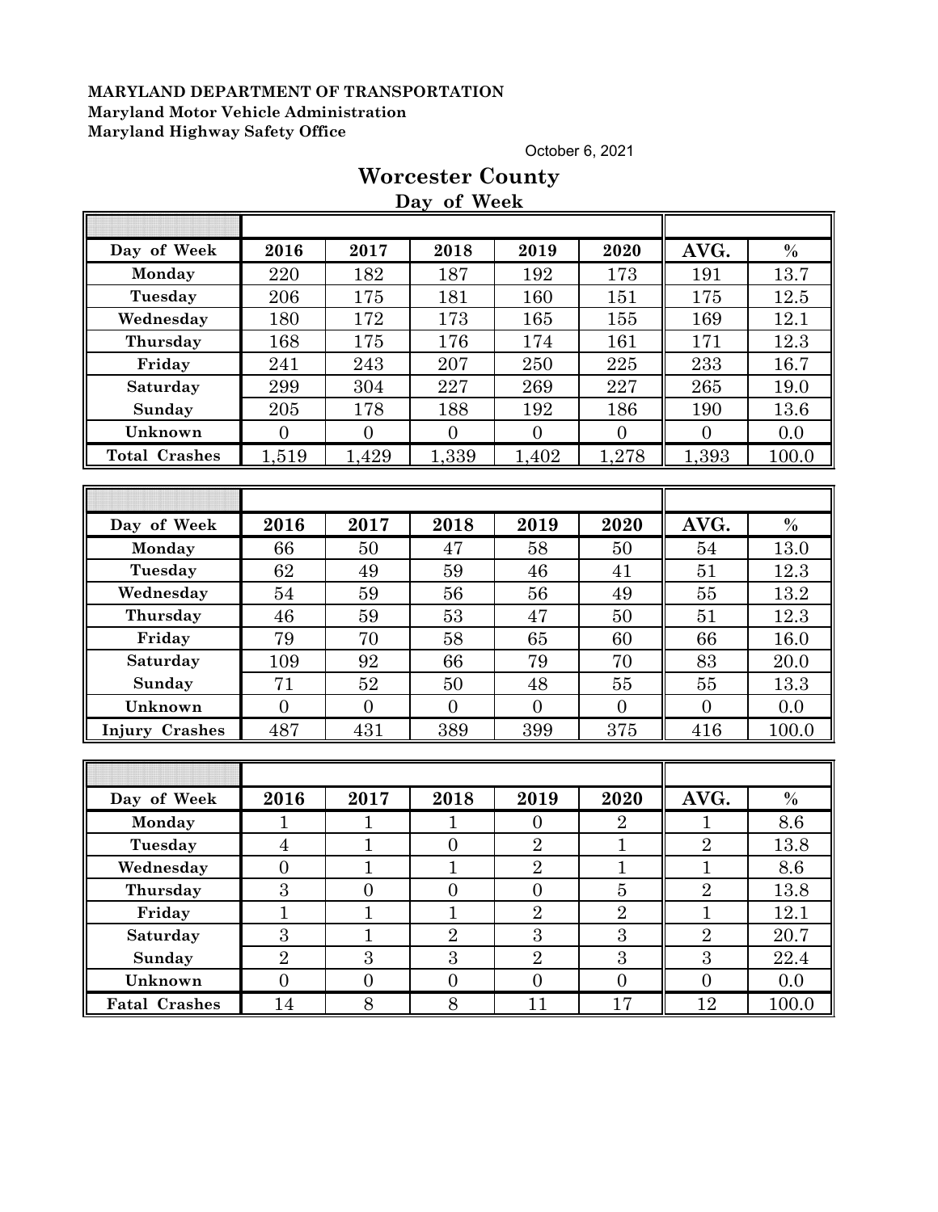**MARYLAND DEPARTMENT OF TRANSPORTATION**
**Maryland Motor Vehicle Administration**
**Maryland Highway Safety Office**

October 6, 2021

# Worcester County

## Day of Week

| Day of Week | 2016 | 2017 | 2018 | 2019 | 2020 | AVG. | % |
|---|---|---|---|---|---|---|---|
| Monday | 220 | 182 | 187 | 192 | 173 | 191 | 13.7 |
| Tuesday | 206 | 175 | 181 | 160 | 151 | 175 | 12.5 |
| Wednesday | 180 | 172 | 173 | 165 | 155 | 169 | 12.1 |
| Thursday | 168 | 175 | 176 | 174 | 161 | 171 | 12.3 |
| Friday | 241 | 243 | 207 | 250 | 225 | 233 | 16.7 |
| Saturday | 299 | 304 | 227 | 269 | 227 | 265 | 19.0 |
| Sunday | 205 | 178 | 188 | 192 | 186 | 190 | 13.6 |
| Unknown | 0 | 0 | 0 | 0 | 0 | 0 | 0.0 |
| Total Crashes | 1,519 | 1,429 | 1,339 | 1,402 | 1,278 | 1,393 | 100.0 |

| Day of Week | 2016 | 2017 | 2018 | 2019 | 2020 | AVG. | % |
|---|---|---|---|---|---|---|---|
| Monday | 66 | 50 | 47 | 58 | 50 | 54 | 13.0 |
| Tuesday | 62 | 49 | 59 | 46 | 41 | 51 | 12.3 |
| Wednesday | 54 | 59 | 56 | 56 | 49 | 55 | 13.2 |
| Thursday | 46 | 59 | 53 | 47 | 50 | 51 | 12.3 |
| Friday | 79 | 70 | 58 | 65 | 60 | 66 | 16.0 |
| Saturday | 109 | 92 | 66 | 79 | 70 | 83 | 20.0 |
| Sunday | 71 | 52 | 50 | 48 | 55 | 55 | 13.3 |
| Unknown | 0 | 0 | 0 | 0 | 0 | 0 | 0.0 |
| Injury Crashes | 487 | 431 | 389 | 399 | 375 | 416 | 100.0 |

| Day of Week | 2016 | 2017 | 2018 | 2019 | 2020 | AVG. | % |
|---|---|---|---|---|---|---|---|
| Monday | 1 | 1 | 1 | 0 | 2 | 1 | 8.6 |
| Tuesday | 4 | 1 | 0 | 2 | 1 | 2 | 13.8 |
| Wednesday | 0 | 1 | 1 | 2 | 1 | 1 | 8.6 |
| Thursday | 3 | 0 | 0 | 0 | 5 | 2 | 13.8 |
| Friday | 1 | 1 | 1 | 2 | 2 | 1 | 12.1 |
| Saturday | 3 | 1 | 2 | 3 | 3 | 2 | 20.7 |
| Sunday | 2 | 3 | 3 | 2 | 3 | 3 | 22.4 |
| Unknown | 0 | 0 | 0 | 0 | 0 | 0 | 0.0 |
| Fatal Crashes | 14 | 8 | 8 | 11 | 17 | 12 | 100.0 |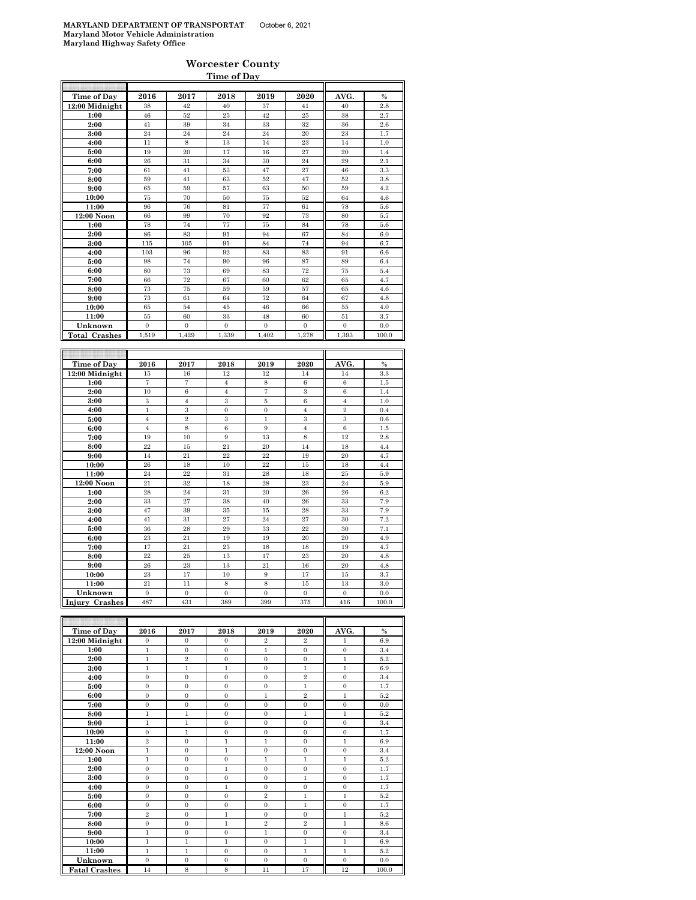**MARYLAND DEPARTMENT OF TRANSPORTATION** October 6, 2021
**Maryland Motor Vehicle Administration**
**Maryland Highway Safety Office**

## Worcester County

### Time of Day

| Time of Day | 2016 | 2017 | 2018 | 2019 | 2020 | AVG. | % |
|---|---|---|---|---|---|---|---|
| 12:00 Midnight | 38 | 42 | 40 | 37 | 41 | 40 | 2.8 |
| 1:00 | 46 | 52 | 25 | 42 | 25 | 38 | 2.7 |
| 2:00 | 41 | 39 | 34 | 33 | 32 | 36 | 2.6 |
| 3:00 | 24 | 24 | 24 | 24 | 20 | 23 | 1.7 |
| 4:00 | 11 | 8 | 13 | 14 | 23 | 14 | 1.0 |
| 5:00 | 19 | 20 | 17 | 16 | 27 | 20 | 1.4 |
| 6:00 | 26 | 31 | 34 | 30 | 24 | 29 | 2.1 |
| 7:00 | 61 | 41 | 53 | 47 | 27 | 46 | 3.3 |
| 8:00 | 59 | 41 | 63 | 52 | 47 | 52 | 3.8 |
| 9:00 | 65 | 59 | 57 | 63 | 50 | 59 | 4.2 |
| 10:00 | 75 | 70 | 50 | 75 | 52 | 64 | 4.6 |
| 11:00 | 96 | 76 | 81 | 77 | 61 | 78 | 5.6 |
| 12:00 Noon | 66 | 99 | 70 | 92 | 73 | 80 | 5.7 |
| 1:00 | 78 | 74 | 77 | 75 | 84 | 78 | 5.6 |
| 2:00 | 86 | 83 | 91 | 94 | 67 | 84 | 6.0 |
| 3:00 | 115 | 105 | 91 | 84 | 74 | 94 | 6.7 |
| 4:00 | 103 | 96 | 92 | 83 | 83 | 91 | 6.6 |
| 5:00 | 98 | 74 | 90 | 96 | 87 | 89 | 6.4 |
| 6:00 | 80 | 73 | 69 | 83 | 72 | 75 | 5.4 |
| 7:00 | 66 | 72 | 67 | 60 | 62 | 65 | 4.7 |
| 8:00 | 73 | 75 | 59 | 59 | 57 | 65 | 4.6 |
| 9:00 | 73 | 61 | 64 | 72 | 64 | 67 | 4.8 |
| 10:00 | 65 | 54 | 45 | 46 | 66 | 55 | 4.0 |
| 11:00 | 55 | 60 | 33 | 48 | 60 | 51 | 3.7 |
| Unknown | 0 | 0 | 0 | 0 | 0 | 0 | 0.0 |
| Total Crashes | 1,519 | 1,429 | 1,339 | 1,402 | 1,278 | 1,393 | 100.0 |

| Time of Day | 2016 | 2017 | 2018 | 2019 | 2020 | AVG. | % |
|---|---|---|---|---|---|---|---|
| 12:00 Midnight | 15 | 16 | 12 | 12 | 14 | 14 | 3.3 |
| 1:00 | 7 | 7 | 4 | 8 | 6 | 6 | 1.5 |
| 2:00 | 10 | 6 | 4 | 7 | 3 | 6 | 1.4 |
| 3:00 | 3 | 4 | 3 | 5 | 6 | 4 | 1.0 |
| 4:00 | 1 | 3 | 0 | 0 | 4 | 2 | 0.4 |
| 5:00 | 4 | 2 | 3 | 1 | 3 | 3 | 0.6 |
| 6:00 | 4 | 8 | 6 | 9 | 4 | 6 | 1.5 |
| 7:00 | 19 | 10 | 9 | 13 | 8 | 12 | 2.8 |
| 8:00 | 22 | 15 | 21 | 20 | 14 | 18 | 4.4 |
| 9:00 | 14 | 21 | 22 | 22 | 19 | 20 | 4.7 |
| 10:00 | 26 | 18 | 10 | 22 | 15 | 18 | 4.4 |
| 11:00 | 24 | 22 | 31 | 28 | 18 | 25 | 5.9 |
| 12:00 Noon | 21 | 32 | 18 | 28 | 23 | 24 | 5.9 |
| 1:00 | 28 | 24 | 31 | 20 | 26 | 26 | 6.2 |
| 2:00 | 33 | 27 | 38 | 40 | 26 | 33 | 7.9 |
| 3:00 | 47 | 39 | 35 | 15 | 28 | 33 | 7.9 |
| 4:00 | 41 | 31 | 27 | 24 | 27 | 30 | 7.2 |
| 5:00 | 36 | 28 | 29 | 33 | 22 | 30 | 7.1 |
| 6:00 | 23 | 21 | 19 | 19 | 20 | 20 | 4.9 |
| 7:00 | 17 | 21 | 23 | 18 | 18 | 19 | 4.7 |
| 8:00 | 22 | 25 | 13 | 17 | 23 | 20 | 4.8 |
| 9:00 | 26 | 23 | 13 | 21 | 16 | 20 | 4.8 |
| 10:00 | 23 | 17 | 10 | 9 | 17 | 15 | 3.7 |
| 11:00 | 21 | 11 | 8 | 8 | 15 | 13 | 3.0 |
| Unknown | 0 | 0 | 0 | 0 | 0 | 0 | 0.0 |
| Injury Crashes | 487 | 431 | 389 | 399 | 375 | 416 | 100.0 |

| Time of Day | 2016 | 2017 | 2018 | 2019 | 2020 | AVG. | % |
|---|---|---|---|---|---|---|---|
| 12:00 Midnight | 0 | 0 | 0 | 2 | 2 | 1 | 6.9 |
| 1:00 | 1 | 0 | 0 | 1 | 0 | 0 | 3.4 |
| 2:00 | 1 | 2 | 0 | 0 | 0 | 1 | 5.2 |
| 3:00 | 1 | 1 | 1 | 0 | 1 | 1 | 6.9 |
| 4:00 | 0 | 0 | 0 | 0 | 2 | 0 | 3.4 |
| 5:00 | 0 | 0 | 0 | 0 | 1 | 0 | 1.7 |
| 6:00 | 0 | 0 | 0 | 1 | 2 | 1 | 5.2 |
| 7:00 | 0 | 0 | 0 | 0 | 0 | 0 | 0.0 |
| 8:00 | 1 | 1 | 0 | 0 | 1 | 1 | 5.2 |
| 9:00 | 1 | 1 | 0 | 0 | 0 | 0 | 3.4 |
| 10:00 | 0 | 1 | 0 | 0 | 0 | 0 | 1.7 |
| 11:00 | 2 | 0 | 1 | 1 | 0 | 1 | 6.9 |
| 12:00 Noon | 1 | 0 | 1 | 0 | 0 | 0 | 3.4 |
| 1:00 | 1 | 0 | 0 | 1 | 1 | 1 | 5.2 |
| 2:00 | 0 | 0 | 1 | 0 | 0 | 0 | 1.7 |
| 3:00 | 0 | 0 | 0 | 0 | 1 | 0 | 1.7 |
| 4:00 | 0 | 0 | 1 | 0 | 0 | 0 | 1.7 |
| 5:00 | 0 | 0 | 0 | 2 | 1 | 1 | 5.2 |
| 6:00 | 0 | 0 | 0 | 0 | 1 | 0 | 1.7 |
| 7:00 | 2 | 0 | 1 | 0 | 0 | 1 | 5.2 |
| 8:00 | 0 | 0 | 1 | 2 | 2 | 1 | 8.6 |
| 9:00 | 1 | 0 | 0 | 1 | 0 | 0 | 3.4 |
| 10:00 | 1 | 1 | 1 | 0 | 1 | 1 | 6.9 |
| 11:00 | 1 | 1 | 0 | 0 | 1 | 1 | 5.2 |
| Unknown | 0 | 0 | 0 | 0 | 0 | 0 | 0.0 |
| Fatal Crashes | 14 | 8 | 8 | 11 | 17 | 12 | 100.0 |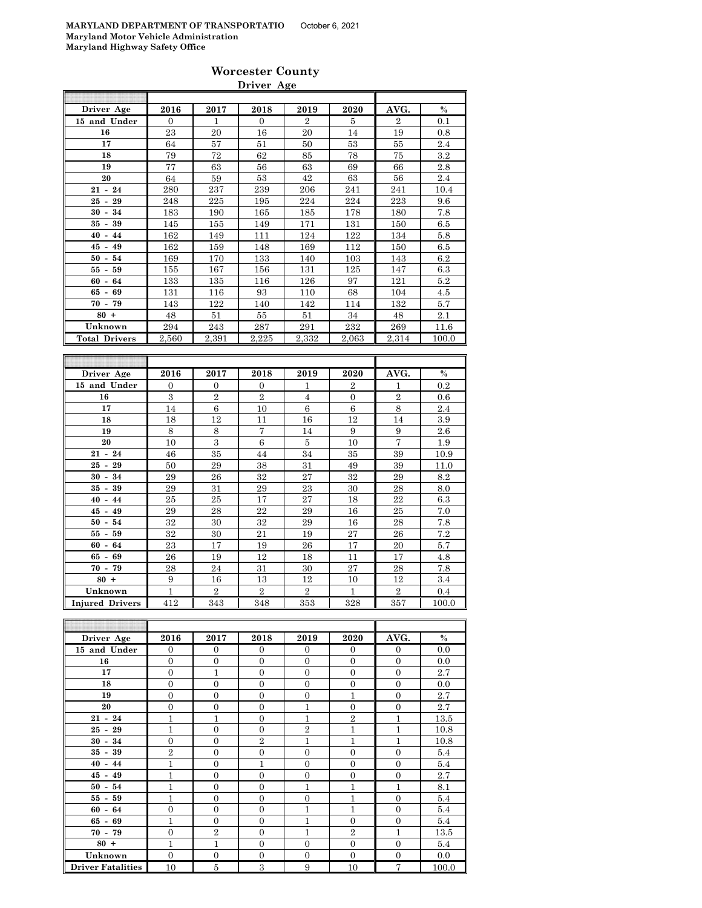**MARYLAND DEPARTMENT OF TRANSPORTATIO** October 6, 2021
**Maryland Motor Vehicle Administration**
**Maryland Highway Safety Office**

# Worcester County

## Driver Age

| Driver Age | 2016 | 2017 | 2018 | 2019 | 2020 | AVG. | % |
|---|---|---|---|---|---|---|---|
| 15 and Under | 0 | 1 | 0 | 2 | 5 | 2 | 0.1 |
| 16 | 23 | 20 | 16 | 20 | 14 | 19 | 0.8 |
| 17 | 64 | 57 | 51 | 50 | 53 | 55 | 2.4 |
| 18 | 79 | 72 | 62 | 85 | 78 | 75 | 3.2 |
| 19 | 77 | 63 | 56 | 63 | 69 | 66 | 2.8 |
| 20 | 64 | 59 | 53 | 42 | 63 | 56 | 2.4 |
| 21 - 24 | 280 | 237 | 239 | 206 | 241 | 241 | 10.4 |
| 25 - 29 | 248 | 225 | 195 | 224 | 224 | 223 | 9.6 |
| 30 - 34 | 183 | 190 | 165 | 185 | 178 | 180 | 7.8 |
| 35 - 39 | 145 | 155 | 149 | 171 | 131 | 150 | 6.5 |
| 40 - 44 | 162 | 149 | 111 | 124 | 122 | 134 | 5.8 |
| 45 - 49 | 162 | 159 | 148 | 169 | 112 | 150 | 6.5 |
| 50 - 54 | 169 | 170 | 133 | 140 | 103 | 143 | 6.2 |
| 55 - 59 | 155 | 167 | 156 | 131 | 125 | 147 | 6.3 |
| 60 - 64 | 133 | 135 | 116 | 126 | 97 | 121 | 5.2 |
| 65 - 69 | 131 | 116 | 93 | 110 | 68 | 104 | 4.5 |
| 70 - 79 | 143 | 122 | 140 | 142 | 114 | 132 | 5.7 |
| 80 + | 48 | 51 | 55 | 51 | 34 | 48 | 2.1 |
| Unknown | 294 | 243 | 287 | 291 | 232 | 269 | 11.6 |
| Total Drivers | 2,560 | 2,391 | 2,225 | 2,332 | 2,063 | 2,314 | 100.0 |

| Driver Age | 2016 | 2017 | 2018 | 2019 | 2020 | AVG. | % |
|---|---|---|---|---|---|---|---|
| 15 and Under | 0 | 0 | 0 | 1 | 2 | 1 | 0.2 |
| 16 | 3 | 2 | 2 | 4 | 0 | 2 | 0.6 |
| 17 | 14 | 6 | 10 | 6 | 6 | 8 | 2.4 |
| 18 | 18 | 12 | 11 | 16 | 12 | 14 | 3.9 |
| 19 | 8 | 8 | 7 | 14 | 9 | 9 | 2.6 |
| 20 | 10 | 3 | 6 | 5 | 10 | 7 | 1.9 |
| 21 - 24 | 46 | 35 | 44 | 34 | 35 | 39 | 10.9 |
| 25 - 29 | 50 | 29 | 38 | 31 | 49 | 39 | 11.0 |
| 30 - 34 | 29 | 26 | 32 | 27 | 32 | 29 | 8.2 |
| 35 - 39 | 29 | 31 | 29 | 23 | 30 | 28 | 8.0 |
| 40 - 44 | 25 | 25 | 17 | 27 | 18 | 22 | 6.3 |
| 45 - 49 | 29 | 28 | 22 | 29 | 16 | 25 | 7.0 |
| 50 - 54 | 32 | 30 | 32 | 29 | 16 | 28 | 7.8 |
| 55 - 59 | 32 | 30 | 21 | 19 | 27 | 26 | 7.2 |
| 60 - 64 | 23 | 17 | 19 | 26 | 17 | 20 | 5.7 |
| 65 - 69 | 26 | 19 | 12 | 18 | 11 | 17 | 4.8 |
| 70 - 79 | 28 | 24 | 31 | 30 | 27 | 28 | 7.8 |
| 80 + | 9 | 16 | 13 | 12 | 10 | 12 | 3.4 |
| Unknown | 1 | 2 | 2 | 2 | 1 | 2 | 0.4 |
| Injured Drivers | 412 | 343 | 348 | 353 | 328 | 357 | 100.0 |

| Driver Age | 2016 | 2017 | 2018 | 2019 | 2020 | AVG. | % |
|---|---|---|---|---|---|---|---|
| 15 and Under | 0 | 0 | 0 | 0 | 0 | 0 | 0.0 |
| 16 | 0 | 0 | 0 | 0 | 0 | 0 | 0.0 |
| 17 | 0 | 1 | 0 | 0 | 0 | 0 | 2.7 |
| 18 | 0 | 0 | 0 | 0 | 0 | 0 | 0.0 |
| 19 | 0 | 0 | 0 | 0 | 1 | 0 | 2.7 |
| 20 | 0 | 0 | 0 | 1 | 0 | 0 | 2.7 |
| 21 - 24 | 1 | 1 | 0 | 1 | 2 | 1 | 13.5 |
| 25 - 29 | 1 | 0 | 0 | 2 | 1 | 1 | 10.8 |
| 30 - 34 | 0 | 0 | 2 | 1 | 1 | 1 | 10.8 |
| 35 - 39 | 2 | 0 | 0 | 0 | 0 | 0 | 5.4 |
| 40 - 44 | 1 | 0 | 1 | 0 | 0 | 0 | 5.4 |
| 45 - 49 | 1 | 0 | 0 | 0 | 0 | 0 | 2.7 |
| 50 - 54 | 1 | 0 | 0 | 1 | 1 | 1 | 8.1 |
| 55 - 59 | 1 | 0 | 0 | 0 | 1 | 0 | 5.4 |
| 60 - 64 | 0 | 0 | 0 | 1 | 1 | 0 | 5.4 |
| 65 - 69 | 1 | 0 | 0 | 1 | 0 | 0 | 5.4 |
| 70 - 79 | 0 | 2 | 0 | 1 | 2 | 1 | 13.5 |
| 80 + | 1 | 1 | 0 | 0 | 0 | 0 | 5.4 |
| Unknown | 0 | 0 | 0 | 0 | 0 | 0 | 0.0 |
| Driver Fatalities | 10 | 5 | 3 | 9 | 10 | 7 | 100.0 |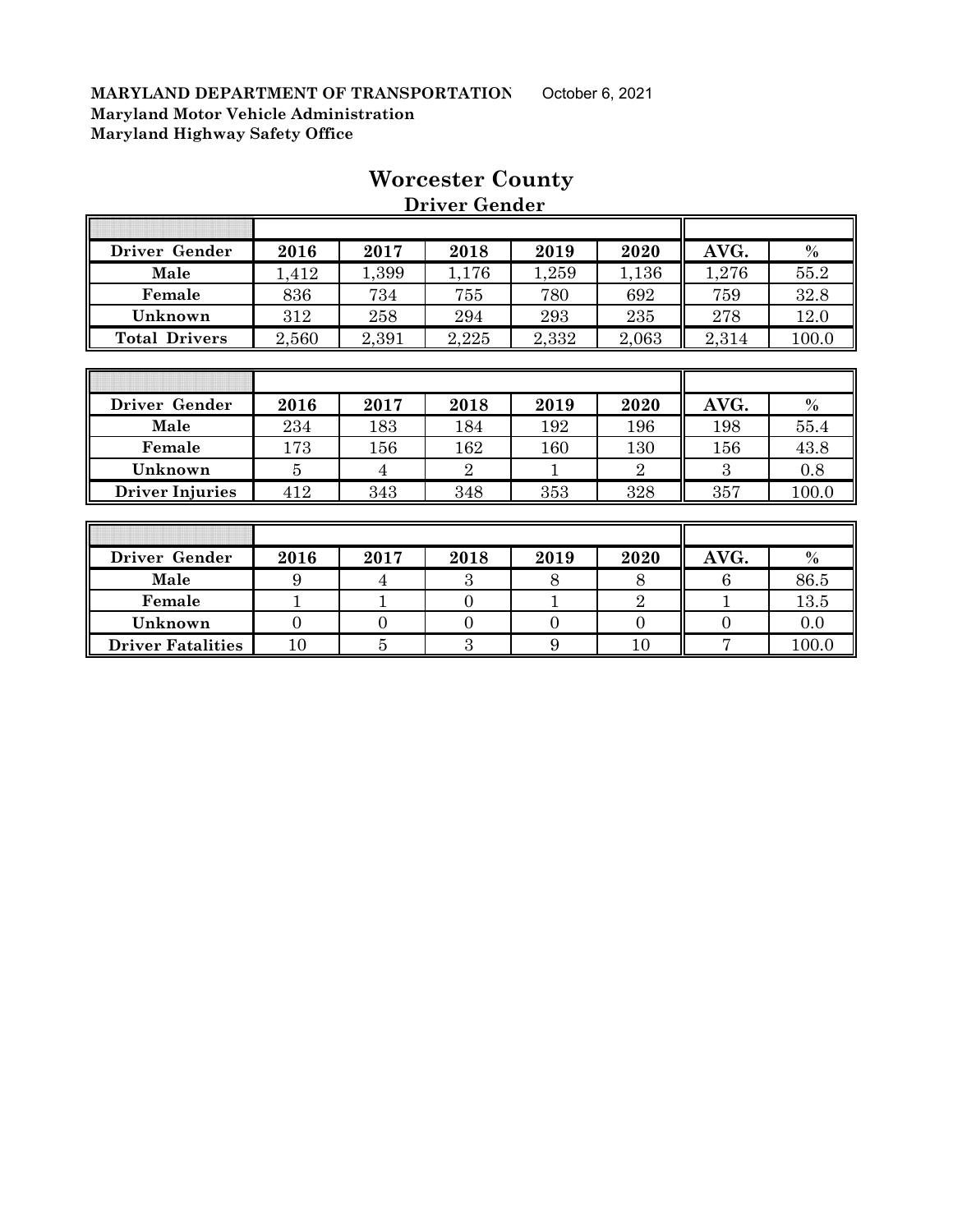**MARYLAND DEPARTMENT OF TRANSPORTATION** October 6, 2021
**Maryland Motor Vehicle Administration**
**Maryland Highway Safety Office**

# Worcester County

## Driver Gender

| Driver Gender | 2016 | 2017 | 2018 | 2019 | 2020 | AVG. | % |
|---|---|---|---|---|---|---|---|
| Male | 1,412 | 1,399 | 1,176 | 1,259 | 1,136 | 1,276 | 55.2 |
| Female | 836 | 734 | 755 | 780 | 692 | 759 | 32.8 |
| Unknown | 312 | 258 | 294 | 293 | 235 | 278 | 12.0 |
| Total Drivers | 2,560 | 2,391 | 2,225 | 2,332 | 2,063 | 2,314 | 100.0 |

| Driver Gender | 2016 | 2017 | 2018 | 2019 | 2020 | AVG. | % |
|---|---|---|---|---|---|---|---|
| Male | 234 | 183 | 184 | 192 | 196 | 198 | 55.4 |
| Female | 173 | 156 | 162 | 160 | 130 | 156 | 43.8 |
| Unknown | 5 | 4 | 2 | 1 | 2 | 3 | 0.8 |
| Driver Injuries | 412 | 343 | 348 | 353 | 328 | 357 | 100.0 |

| Driver Gender | 2016 | 2017 | 2018 | 2019 | 2020 | AVG. | % |
|---|---|---|---|---|---|---|---|
| Male | 9 | 4 | 3 | 8 | 8 | 6 | 86.5 |
| Female | 1 | 1 | 0 | 1 | 2 | 1 | 13.5 |
| Unknown | 0 | 0 | 0 | 0 | 0 | 0 | 0.0 |
| Driver Fatalities | 10 | 5 | 3 | 9 | 10 | 7 | 100.0 |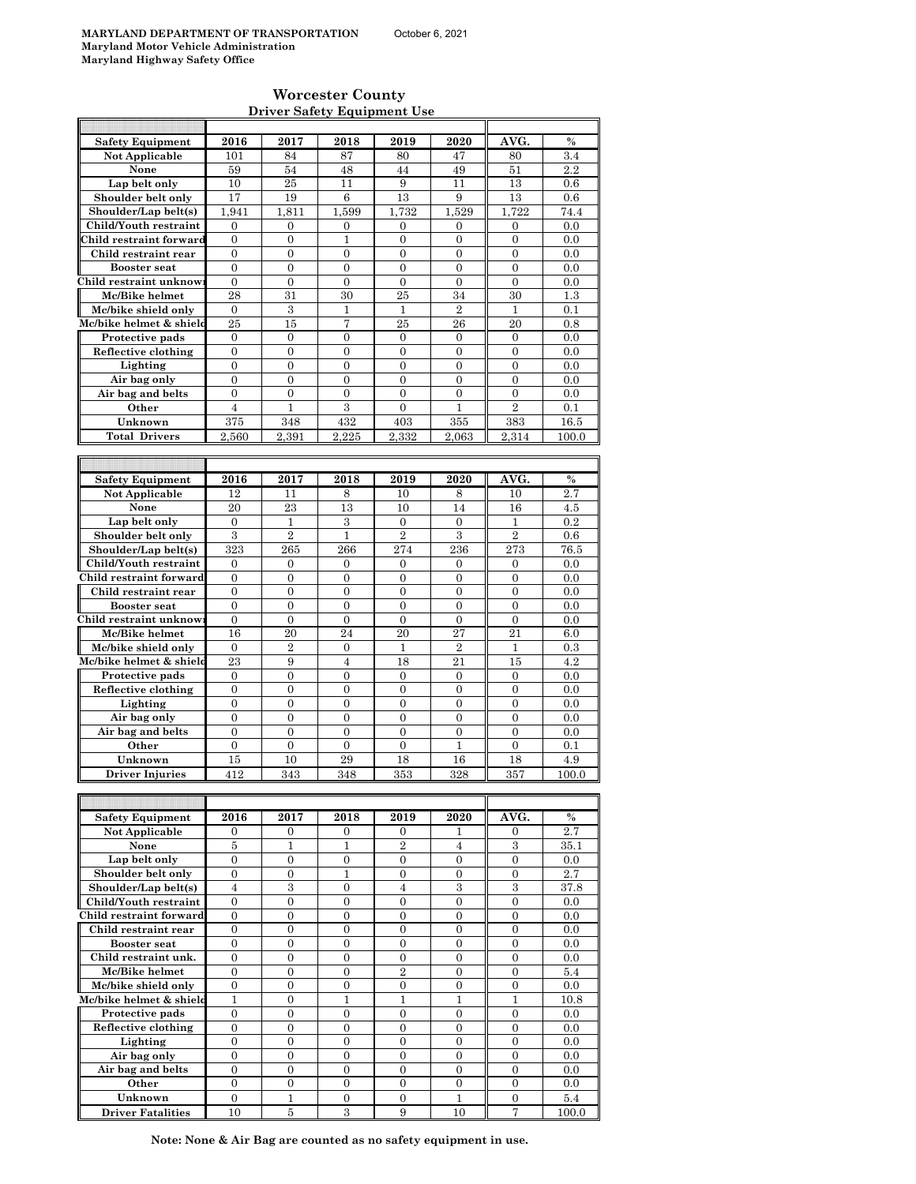**MARYLAND DEPARTMENT OF TRANSPORTATION** October 6, 2021
**Maryland Motor Vehicle Administration**
**Maryland Highway Safety Office**

## Worcester County
### Driver Safety Equipment Use

| Safety Equipment | 2016 | 2017 | 2018 | 2019 | 2020 | AVG. | % |
|---|---|---|---|---|---|---|---|
| Not Applicable | 101 | 84 | 87 | 80 | 47 | 80 | 3.4 |
| None | 59 | 54 | 48 | 44 | 49 | 51 | 2.2 |
| Lap belt only | 10 | 25 | 11 | 9 | 11 | 13 | 0.6 |
| Shoulder belt only | 17 | 19 | 6 | 13 | 9 | 13 | 0.6 |
| Shoulder/Lap belt(s) | 1,941 | 1,811 | 1,599 | 1,732 | 1,529 | 1,722 | 74.4 |
| Child/Youth restraint | 0 | 0 | 0 | 0 | 0 | 0 | 0.0 |
| Child restraint forward | 0 | 0 | 1 | 0 | 0 | 0 | 0.0 |
| Child restraint rear | 0 | 0 | 0 | 0 | 0 | 0 | 0.0 |
| Booster seat | 0 | 0 | 0 | 0 | 0 | 0 | 0.0 |
| Child restraint unknown | 0 | 0 | 0 | 0 | 0 | 0 | 0.0 |
| Mc/Bike helmet | 28 | 31 | 30 | 25 | 34 | 30 | 1.3 |
| Mc/bike shield only | 0 | 3 | 1 | 1 | 2 | 1 | 0.1 |
| Mc/bike helmet & shield | 25 | 15 | 7 | 25 | 26 | 20 | 0.8 |
| Protective pads | 0 | 0 | 0 | 0 | 0 | 0 | 0.0 |
| Reflective clothing | 0 | 0 | 0 | 0 | 0 | 0 | 0.0 |
| Lighting | 0 | 0 | 0 | 0 | 0 | 0 | 0.0 |
| Air bag only | 0 | 0 | 0 | 0 | 0 | 0 | 0.0 |
| Air bag and belts | 0 | 0 | 0 | 0 | 0 | 0 | 0.0 |
| Other | 4 | 1 | 3 | 0 | 1 | 2 | 0.1 |
| Unknown | 375 | 348 | 432 | 403 | 355 | 383 | 16.5 |
| Total Drivers | 2,560 | 2,391 | 2,225 | 2,332 | 2,063 | 2,314 | 100.0 |

| Safety Equipment | 2016 | 2017 | 2018 | 2019 | 2020 | AVG. | % |
|---|---|---|---|---|---|---|---|
| Not Applicable | 12 | 11 | 8 | 10 | 8 | 10 | 2.7 |
| None | 20 | 23 | 13 | 10 | 14 | 16 | 4.5 |
| Lap belt only | 0 | 1 | 3 | 0 | 0 | 1 | 0.2 |
| Shoulder belt only | 3 | 2 | 1 | 2 | 3 | 2 | 0.6 |
| Shoulder/Lap belt(s) | 323 | 265 | 266 | 274 | 236 | 273 | 76.5 |
| Child/Youth restraint | 0 | 0 | 0 | 0 | 0 | 0 | 0.0 |
| Child restraint forward | 0 | 0 | 0 | 0 | 0 | 0 | 0.0 |
| Child restraint rear | 0 | 0 | 0 | 0 | 0 | 0 | 0.0 |
| Booster seat | 0 | 0 | 0 | 0 | 0 | 0 | 0.0 |
| Child restraint unknown | 0 | 0 | 0 | 0 | 0 | 0 | 0.0 |
| Mc/Bike helmet | 16 | 20 | 24 | 20 | 27 | 21 | 6.0 |
| Mc/bike shield only | 0 | 2 | 0 | 1 | 2 | 1 | 0.3 |
| Mc/bike helmet & shield | 23 | 9 | 4 | 18 | 21 | 15 | 4.2 |
| Protective pads | 0 | 0 | 0 | 0 | 0 | 0 | 0.0 |
| Reflective clothing | 0 | 0 | 0 | 0 | 0 | 0 | 0.0 |
| Lighting | 0 | 0 | 0 | 0 | 0 | 0 | 0.0 |
| Air bag only | 0 | 0 | 0 | 0 | 0 | 0 | 0.0 |
| Air bag and belts | 0 | 0 | 0 | 0 | 0 | 0 | 0.0 |
| Other | 0 | 0 | 0 | 0 | 1 | 0 | 0.1 |
| Unknown | 15 | 10 | 29 | 18 | 16 | 18 | 4.9 |
| Driver Injuries | 412 | 343 | 348 | 353 | 328 | 357 | 100.0 |

| Safety Equipment | 2016 | 2017 | 2018 | 2019 | 2020 | AVG. | % |
|---|---|---|---|---|---|---|---|
| Not Applicable | 0 | 0 | 0 | 0 | 1 | 0 | 2.7 |
| None | 5 | 1 | 1 | 2 | 4 | 3 | 35.1 |
| Lap belt only | 0 | 0 | 0 | 0 | 0 | 0 | 0.0 |
| Shoulder belt only | 0 | 0 | 1 | 0 | 0 | 0 | 2.7 |
| Shoulder/Lap belt(s) | 4 | 3 | 0 | 4 | 3 | 3 | 37.8 |
| Child/Youth restraint | 0 | 0 | 0 | 0 | 0 | 0 | 0.0 |
| Child restraint forward | 0 | 0 | 0 | 0 | 0 | 0 | 0.0 |
| Child restraint rear | 0 | 0 | 0 | 0 | 0 | 0 | 0.0 |
| Booster seat | 0 | 0 | 0 | 0 | 0 | 0 | 0.0 |
| Child restraint unk. | 0 | 0 | 0 | 0 | 0 | 0 | 0.0 |
| Mc/Bike helmet | 0 | 0 | 0 | 2 | 0 | 0 | 5.4 |
| Mc/bike shield only | 0 | 0 | 0 | 0 | 0 | 0 | 0.0 |
| Mc/bike helmet & shield | 1 | 0 | 1 | 1 | 1 | 1 | 10.8 |
| Protective pads | 0 | 0 | 0 | 0 | 0 | 0 | 0.0 |
| Reflective clothing | 0 | 0 | 0 | 0 | 0 | 0 | 0.0 |
| Lighting | 0 | 0 | 0 | 0 | 0 | 0 | 0.0 |
| Air bag only | 0 | 0 | 0 | 0 | 0 | 0 | 0.0 |
| Air bag and belts | 0 | 0 | 0 | 0 | 0 | 0 | 0.0 |
| Other | 0 | 0 | 0 | 0 | 0 | 0 | 0.0 |
| Unknown | 0 | 1 | 0 | 0 | 1 | 0 | 5.4 |
| Driver Fatalities | 10 | 5 | 3 | 9 | 10 | 7 | 100.0 |

**Note: None & Air Bag are counted as no safety equipment in use.**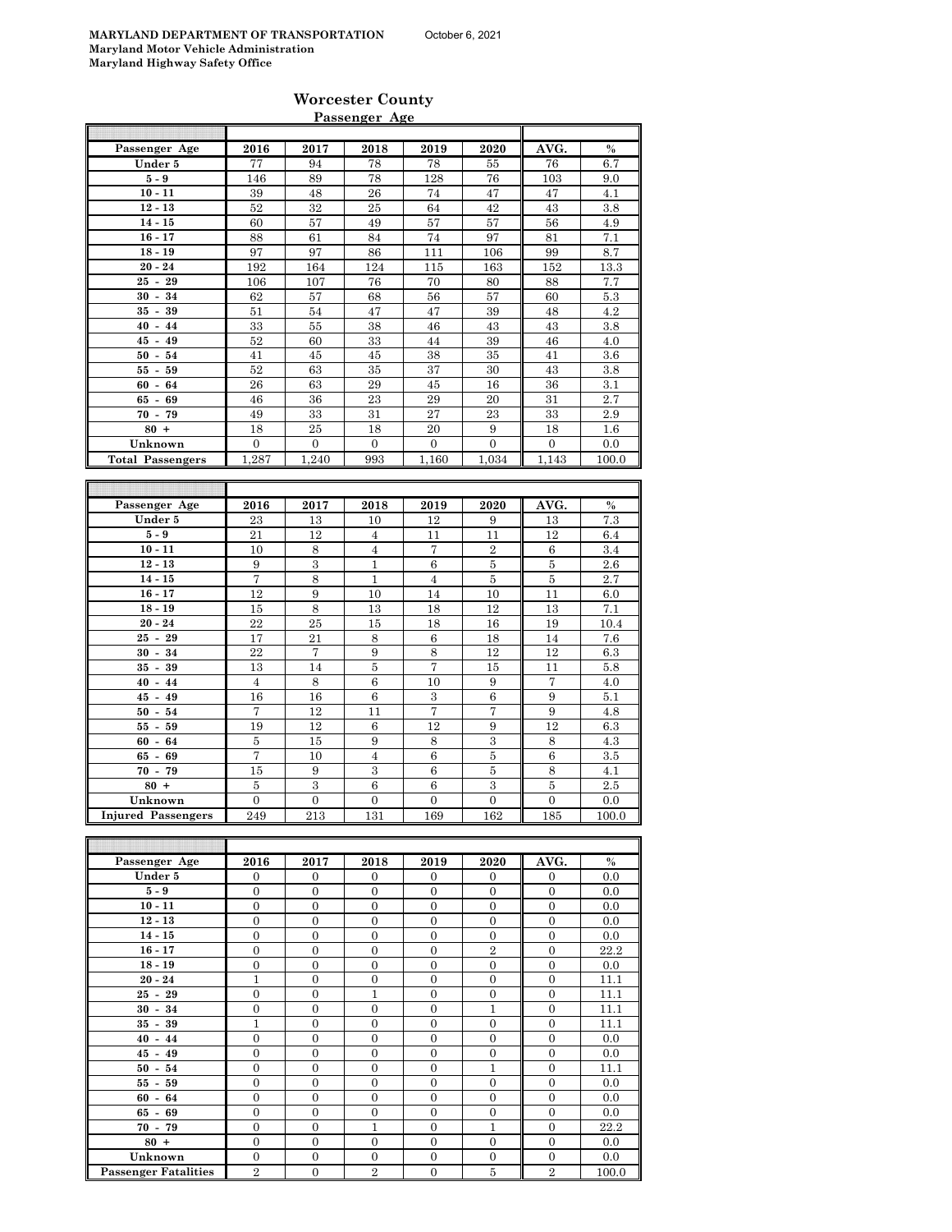**MARYLAND DEPARTMENT OF TRANSPORTATION** October 6, 2021
**Maryland Motor Vehicle Administration**
**Maryland Highway Safety Office**

## Worcester County

### Passenger Age

| Passenger Age | 2016 | 2017 | 2018 | 2019 | 2020 | AVG. | % |
|---|---|---|---|---|---|---|---|
| Under 5 | 77 | 94 | 78 | 78 | 55 | 76 | 6.7 |
| 5 - 9 | 146 | 89 | 78 | 128 | 76 | 103 | 9.0 |
| 10 - 11 | 39 | 48 | 26 | 74 | 47 | 47 | 4.1 |
| 12 - 13 | 52 | 32 | 25 | 64 | 42 | 43 | 3.8 |
| 14 - 15 | 60 | 57 | 49 | 57 | 57 | 56 | 4.9 |
| 16 - 17 | 88 | 61 | 84 | 74 | 97 | 81 | 7.1 |
| 18 - 19 | 97 | 97 | 86 | 111 | 106 | 99 | 8.7 |
| 20 - 24 | 192 | 164 | 124 | 115 | 163 | 152 | 13.3 |
| 25 - 29 | 106 | 107 | 76 | 70 | 80 | 88 | 7.7 |
| 30 - 34 | 62 | 57 | 68 | 56 | 57 | 60 | 5.3 |
| 35 - 39 | 51 | 54 | 47 | 47 | 39 | 48 | 4.2 |
| 40 - 44 | 33 | 55 | 38 | 46 | 43 | 43 | 3.8 |
| 45 - 49 | 52 | 60 | 33 | 44 | 39 | 46 | 4.0 |
| 50 - 54 | 41 | 45 | 45 | 38 | 35 | 41 | 3.6 |
| 55 - 59 | 52 | 63 | 35 | 37 | 30 | 43 | 3.8 |
| 60 - 64 | 26 | 63 | 29 | 45 | 16 | 36 | 3.1 |
| 65 - 69 | 46 | 36 | 23 | 29 | 20 | 31 | 2.7 |
| 70 - 79 | 49 | 33 | 31 | 27 | 23 | 33 | 2.9 |
| 80 + | 18 | 25 | 18 | 20 | 9 | 18 | 1.6 |
| Unknown | 0 | 0 | 0 | 0 | 0 | 0 | 0.0 |
| Total Passengers | 1,287 | 1,240 | 993 | 1,160 | 1,034 | 1,143 | 100.0 |

| Passenger Age | 2016 | 2017 | 2018 | 2019 | 2020 | AVG. | % |
|---|---|---|---|---|---|---|---|
| Under 5 | 23 | 13 | 10 | 12 | 9 | 13 | 7.3 |
| 5 - 9 | 21 | 12 | 4 | 11 | 11 | 12 | 6.4 |
| 10 - 11 | 10 | 8 | 4 | 7 | 2 | 6 | 3.4 |
| 12 - 13 | 9 | 3 | 1 | 6 | 5 | 5 | 2.6 |
| 14 - 15 | 7 | 8 | 1 | 4 | 5 | 5 | 2.7 |
| 16 - 17 | 12 | 9 | 10 | 14 | 10 | 11 | 6.0 |
| 18 - 19 | 15 | 8 | 13 | 18 | 12 | 13 | 7.1 |
| 20 - 24 | 22 | 25 | 15 | 18 | 16 | 19 | 10.4 |
| 25 - 29 | 17 | 21 | 8 | 6 | 18 | 14 | 7.6 |
| 30 - 34 | 22 | 7 | 9 | 8 | 12 | 12 | 6.3 |
| 35 - 39 | 13 | 14 | 5 | 7 | 15 | 11 | 5.8 |
| 40 - 44 | 4 | 8 | 6 | 10 | 9 | 7 | 4.0 |
| 45 - 49 | 16 | 16 | 6 | 3 | 6 | 9 | 5.1 |
| 50 - 54 | 7 | 12 | 11 | 7 | 7 | 9 | 4.8 |
| 55 - 59 | 19 | 12 | 6 | 12 | 9 | 12 | 6.3 |
| 60 - 64 | 5 | 15 | 9 | 8 | 3 | 8 | 4.3 |
| 65 - 69 | 7 | 10 | 4 | 6 | 5 | 6 | 3.5 |
| 70 - 79 | 15 | 9 | 3 | 6 | 5 | 8 | 4.1 |
| 80 + | 5 | 3 | 6 | 6 | 3 | 5 | 2.5 |
| Unknown | 0 | 0 | 0 | 0 | 0 | 0 | 0.0 |
| Injured Passengers | 249 | 213 | 131 | 169 | 162 | 185 | 100.0 |

| Passenger Age | 2016 | 2017 | 2018 | 2019 | 2020 | AVG. | % |
|---|---|---|---|---|---|---|---|
| Under 5 | 0 | 0 | 0 | 0 | 0 | 0 | 0.0 |
| 5 - 9 | 0 | 0 | 0 | 0 | 0 | 0 | 0.0 |
| 10 - 11 | 0 | 0 | 0 | 0 | 0 | 0 | 0.0 |
| 12 - 13 | 0 | 0 | 0 | 0 | 0 | 0 | 0.0 |
| 14 - 15 | 0 | 0 | 0 | 0 | 0 | 0 | 0.0 |
| 16 - 17 | 0 | 0 | 0 | 0 | 2 | 0 | 22.2 |
| 18 - 19 | 0 | 0 | 0 | 0 | 0 | 0 | 0.0 |
| 20 - 24 | 1 | 0 | 0 | 0 | 0 | 0 | 11.1 |
| 25 - 29 | 0 | 0 | 1 | 0 | 0 | 0 | 11.1 |
| 30 - 34 | 0 | 0 | 0 | 0 | 1 | 0 | 11.1 |
| 35 - 39 | 1 | 0 | 0 | 0 | 0 | 0 | 11.1 |
| 40 - 44 | 0 | 0 | 0 | 0 | 0 | 0 | 0.0 |
| 45 - 49 | 0 | 0 | 0 | 0 | 0 | 0 | 0.0 |
| 50 - 54 | 0 | 0 | 0 | 0 | 1 | 0 | 11.1 |
| 55 - 59 | 0 | 0 | 0 | 0 | 0 | 0 | 0.0 |
| 60 - 64 | 0 | 0 | 0 | 0 | 0 | 0 | 0.0 |
| 65 - 69 | 0 | 0 | 0 | 0 | 0 | 0 | 0.0 |
| 70 - 79 | 0 | 0 | 1 | 0 | 1 | 0 | 22.2 |
| 80 + | 0 | 0 | 0 | 0 | 0 | 0 | 0.0 |
| Unknown | 0 | 0 | 0 | 0 | 0 | 0 | 0.0 |
| Passenger Fatalities | 2 | 0 | 2 | 0 | 5 | 2 | 100.0 |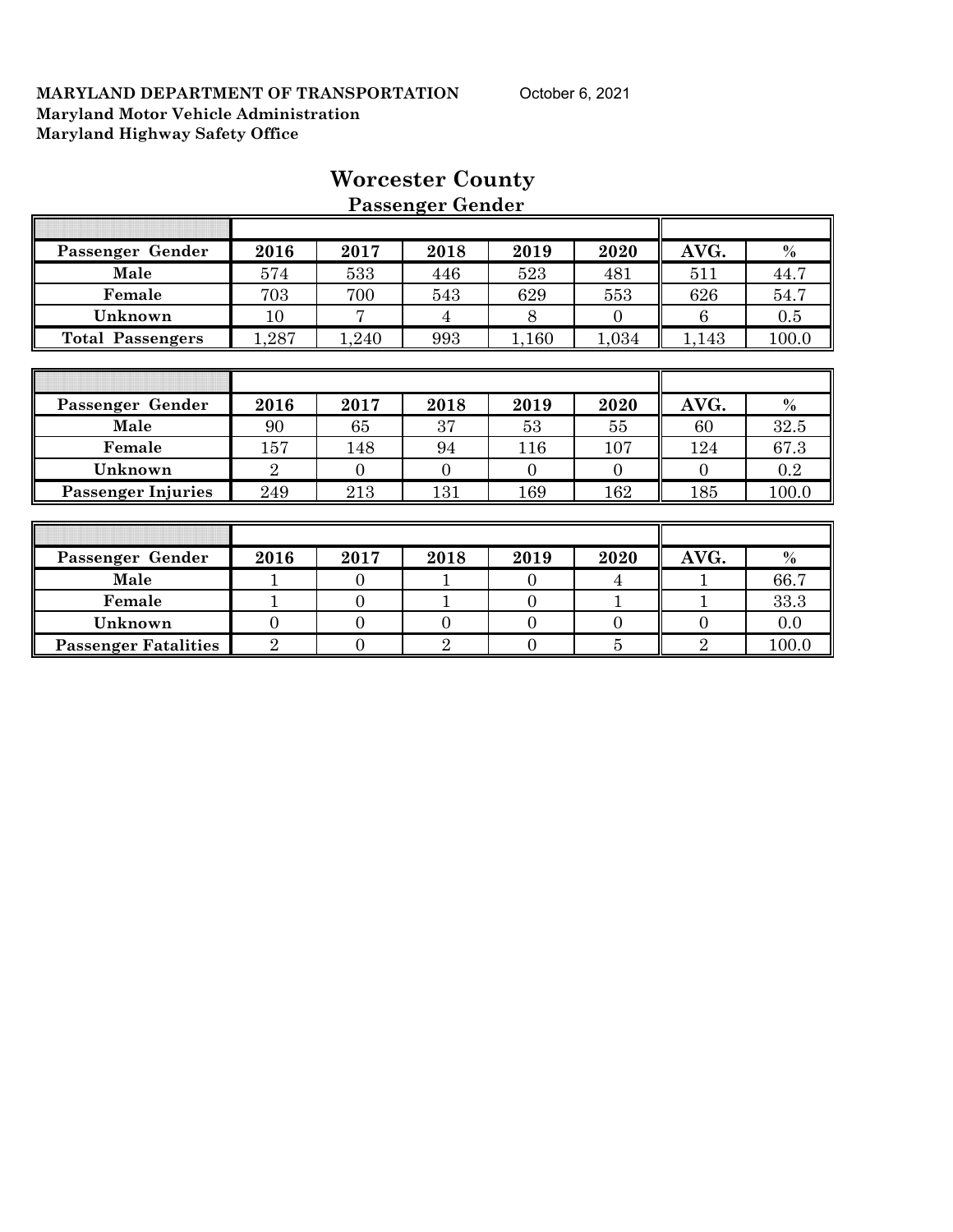**MARYLAND DEPARTMENT OF TRANSPORTATION** October 6, 2021
**Maryland Motor Vehicle Administration**
**Maryland Highway Safety Office**

# Worcester County

## Passenger Gender

| Passenger Gender | 2016 | 2017 | 2018 | 2019 | 2020 | AVG. | % |
|---|---|---|---|---|---|---|---|
| Male | 574 | 533 | 446 | 523 | 481 | 511 | 44.7 |
| Female | 703 | 700 | 543 | 629 | 553 | 626 | 54.7 |
| Unknown | 10 | 7 | 4 | 8 | 0 | 6 | 0.5 |
| Total Passengers | 1,287 | 1,240 | 993 | 1,160 | 1,034 | 1,143 | 100.0 |

| Passenger Gender | 2016 | 2017 | 2018 | 2019 | 2020 | AVG. | % |
|---|---|---|---|---|---|---|---|
| Male | 90 | 65 | 37 | 53 | 55 | 60 | 32.5 |
| Female | 157 | 148 | 94 | 116 | 107 | 124 | 67.3 |
| Unknown | 2 | 0 | 0 | 0 | 0 | 0 | 0.2 |
| Passenger Injuries | 249 | 213 | 131 | 169 | 162 | 185 | 100.0 |

| Passenger Gender | 2016 | 2017 | 2018 | 2019 | 2020 | AVG. | % |
|---|---|---|---|---|---|---|---|
| Male | 1 | 0 | 1 | 0 | 4 | 1 | 66.7 |
| Female | 1 | 0 | 1 | 0 | 1 | 1 | 33.3 |
| Unknown | 0 | 0 | 0 | 0 | 0 | 0 | 0.0 |
| Passenger Fatalities | 2 | 0 | 2 | 0 | 5 | 2 | 100.0 |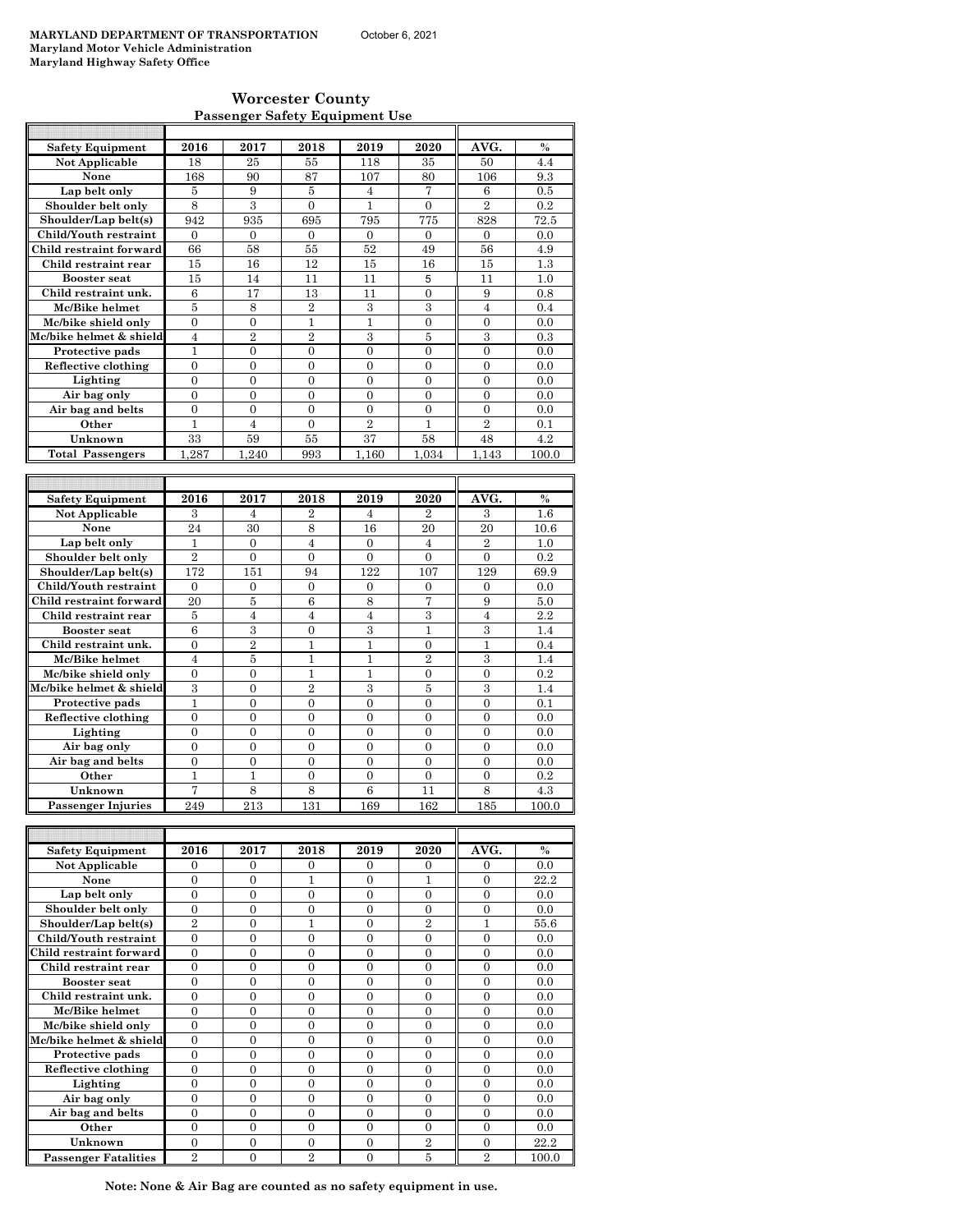MARYLAND DEPARTMENT OF TRANSPORTATION October 6, 2021
**Maryland Motor Vehicle Administration**
**Maryland Highway Safety Office**

## Worcester County
### Passenger Safety Equipment Use

| Safety Equipment | 2016 | 2017 | 2018 | 2019 | 2020 | AVG. | % |
|---|---|---|---|---|---|---|---|
| Not Applicable | 18 | 25 | 55 | 118 | 35 | 50 | 4.4 |
| None | 168 | 90 | 87 | 107 | 80 | 106 | 9.3 |
| Lap belt only | 5 | 9 | 5 | 4 | 7 | 6 | 0.5 |
| Shoulder belt only | 8 | 3 | 0 | 1 | 0 | 2 | 0.2 |
| Shoulder/Lap belt(s) | 942 | 935 | 695 | 795 | 775 | 828 | 72.5 |
| Child/Youth restraint | 0 | 0 | 0 | 0 | 0 | 0 | 0.0 |
| Child restraint forward | 66 | 58 | 55 | 52 | 49 | 56 | 4.9 |
| Child restraint rear | 15 | 16 | 12 | 15 | 16 | 15 | 1.3 |
| Booster seat | 15 | 14 | 11 | 11 | 5 | 11 | 1.0 |
| Child restraint unk. | 6 | 17 | 13 | 11 | 0 | 9 | 0.8 |
| Mc/Bike helmet | 5 | 8 | 2 | 3 | 3 | 4 | 0.4 |
| Mc/bike shield only | 0 | 0 | 1 | 1 | 0 | 0 | 0.0 |
| Mc/bike helmet & shield | 4 | 2 | 2 | 3 | 5 | 3 | 0.3 |
| Protective pads | 1 | 0 | 0 | 0 | 0 | 0 | 0.0 |
| Reflective clothing | 0 | 0 | 0 | 0 | 0 | 0 | 0.0 |
| Lighting | 0 | 0 | 0 | 0 | 0 | 0 | 0.0 |
| Air bag only | 0 | 0 | 0 | 0 | 0 | 0 | 0.0 |
| Air bag and belts | 0 | 0 | 0 | 0 | 0 | 0 | 0.0 |
| Other | 1 | 4 | 0 | 2 | 1 | 2 | 0.1 |
| Unknown | 33 | 59 | 55 | 37 | 58 | 48 | 4.2 |
| **Total Passengers** | 1,287 | 1,240 | 993 | 1,160 | 1,034 | 1,143 | 100.0 |

| Safety Equipment | 2016 | 2017 | 2018 | 2019 | 2020 | AVG. | % |
|---|---|---|---|---|---|---|---|
| Not Applicable | 3 | 4 | 2 | 4 | 2 | 3 | 1.6 |
| None | 24 | 30 | 8 | 16 | 20 | 20 | 10.6 |
| Lap belt only | 1 | 0 | 4 | 0 | 4 | 2 | 1.0 |
| Shoulder belt only | 2 | 0 | 0 | 0 | 0 | 0 | 0.2 |
| Shoulder/Lap belt(s) | 172 | 151 | 94 | 122 | 107 | 129 | 69.9 |
| Child/Youth restraint | 0 | 0 | 0 | 0 | 0 | 0 | 0.0 |
| Child restraint forward | 20 | 5 | 6 | 8 | 7 | 9 | 5.0 |
| Child restraint rear | 5 | 4 | 4 | 4 | 3 | 4 | 2.2 |
| Booster seat | 6 | 3 | 0 | 3 | 1 | 3 | 1.4 |
| Child restraint unk. | 0 | 2 | 1 | 1 | 0 | 1 | 0.4 |
| Mc/Bike helmet | 4 | 5 | 1 | 1 | 2 | 3 | 1.4 |
| Mc/bike shield only | 0 | 0 | 1 | 1 | 0 | 0 | 0.2 |
| Mc/bike helmet & shield | 3 | 0 | 2 | 3 | 5 | 3 | 1.4 |
| Protective pads | 1 | 0 | 0 | 0 | 0 | 0 | 0.1 |
| Reflective clothing | 0 | 0 | 0 | 0 | 0 | 0 | 0.0 |
| Lighting | 0 | 0 | 0 | 0 | 0 | 0 | 0.0 |
| Air bag only | 0 | 0 | 0 | 0 | 0 | 0 | 0.0 |
| Air bag and belts | 0 | 0 | 0 | 0 | 0 | 0 | 0.0 |
| Other | 1 | 1 | 0 | 0 | 0 | 0 | 0.2 |
| Unknown | 7 | 8 | 8 | 6 | 11 | 8 | 4.3 |
| **Passenger Injuries** | 249 | 213 | 131 | 169 | 162 | 185 | 100.0 |

| Safety Equipment | 2016 | 2017 | 2018 | 2019 | 2020 | AVG. | % |
|---|---|---|---|---|---|---|---|
| Not Applicable | 0 | 0 | 0 | 0 | 0 | 0 | 0.0 |
| None | 0 | 0 | 1 | 0 | 1 | 0 | 22.2 |
| Lap belt only | 0 | 0 | 0 | 0 | 0 | 0 | 0.0 |
| Shoulder belt only | 0 | 0 | 0 | 0 | 0 | 0 | 0.0 |
| Shoulder/Lap belt(s) | 2 | 0 | 1 | 0 | 2 | 1 | 55.6 |
| Child/Youth restraint | 0 | 0 | 0 | 0 | 0 | 0 | 0.0 |
| Child restraint forward | 0 | 0 | 0 | 0 | 0 | 0 | 0.0 |
| Child restraint rear | 0 | 0 | 0 | 0 | 0 | 0 | 0.0 |
| Booster seat | 0 | 0 | 0 | 0 | 0 | 0 | 0.0 |
| Child restraint unk. | 0 | 0 | 0 | 0 | 0 | 0 | 0.0 |
| Mc/Bike helmet | 0 | 0 | 0 | 0 | 0 | 0 | 0.0 |
| Mc/bike shield only | 0 | 0 | 0 | 0 | 0 | 0 | 0.0 |
| Mc/bike helmet & shield | 0 | 0 | 0 | 0 | 0 | 0 | 0.0 |
| Protective pads | 0 | 0 | 0 | 0 | 0 | 0 | 0.0 |
| Reflective clothing | 0 | 0 | 0 | 0 | 0 | 0 | 0.0 |
| Lighting | 0 | 0 | 0 | 0 | 0 | 0 | 0.0 |
| Air bag only | 0 | 0 | 0 | 0 | 0 | 0 | 0.0 |
| Air bag and belts | 0 | 0 | 0 | 0 | 0 | 0 | 0.0 |
| Other | 0 | 0 | 0 | 0 | 0 | 0 | 0.0 |
| Unknown | 0 | 0 | 0 | 0 | 2 | 0 | 22.2 |
| **Passenger Fatalities** | 2 | 0 | 2 | 0 | 5 | 2 | 100.0 |

**Note: None & Air Bag are counted as no safety equipment in use.**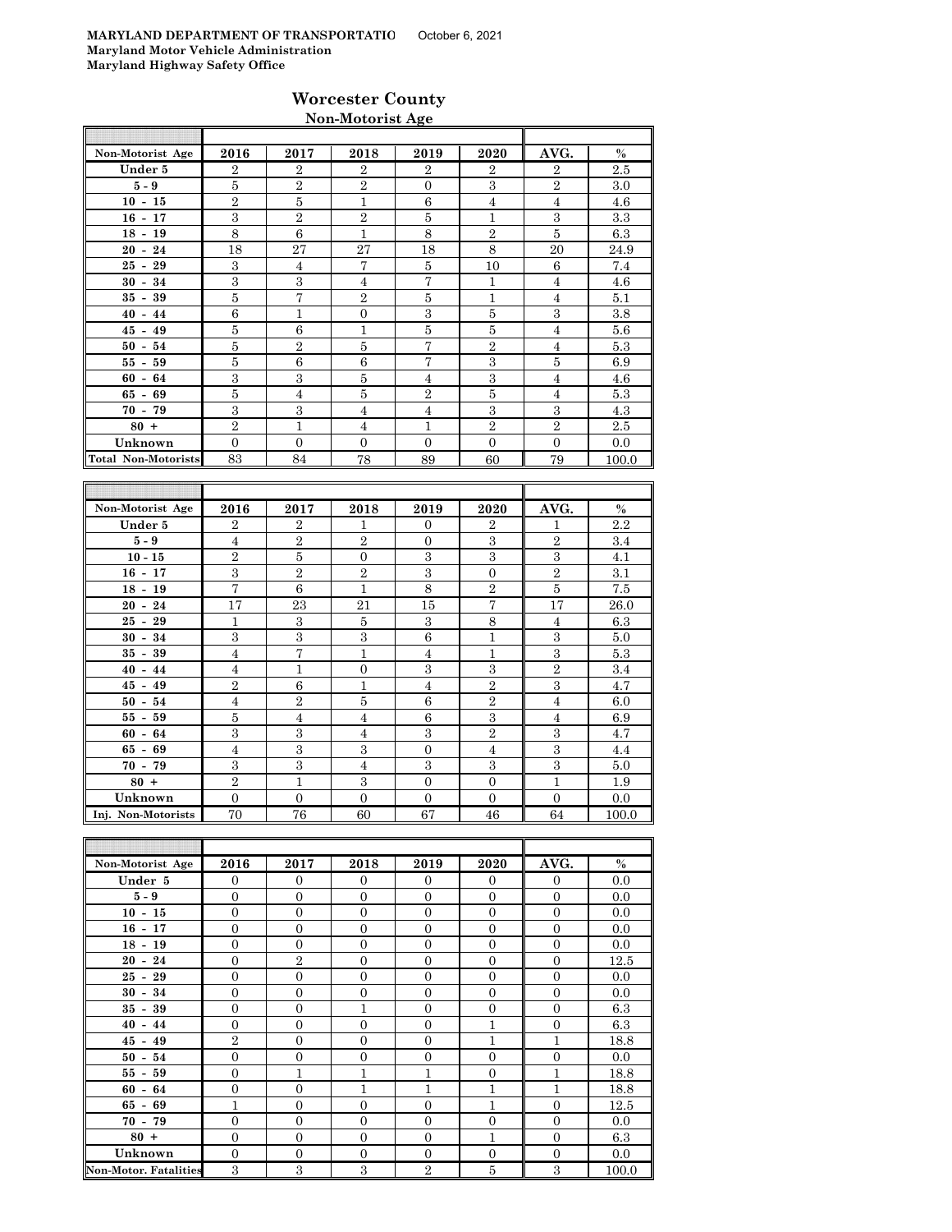**MARYLAND DEPARTMENT OF TRANSPORTATIO** October 6, 2021
**Maryland Motor Vehicle Administration**
**Maryland Highway Safety Office**

## Worcester County

### Non-Motorist Age

| Non-Motorist Age | 2016 | 2017 | 2018 | 2019 | 2020 | AVG. | % |
|---|---|---|---|---|---|---|---|
| Under 5 | 2 | 2 | 2 | 2 | 2 | 2 | 2.5 |
| 5 - 9 | 5 | 2 | 2 | 0 | 3 | 2 | 3.0 |
| 10 - 15 | 2 | 5 | 1 | 6 | 4 | 4 | 4.6 |
| 16 - 17 | 3 | 2 | 2 | 5 | 1 | 3 | 3.3 |
| 18 - 19 | 8 | 6 | 1 | 8 | 2 | 5 | 6.3 |
| 20 - 24 | 18 | 27 | 27 | 18 | 8 | 20 | 24.9 |
| 25 - 29 | 3 | 4 | 7 | 5 | 10 | 6 | 7.4 |
| 30 - 34 | 3 | 3 | 4 | 7 | 1 | 4 | 4.6 |
| 35 - 39 | 5 | 7 | 2 | 5 | 1 | 4 | 5.1 |
| 40 - 44 | 6 | 1 | 0 | 3 | 5 | 3 | 3.8 |
| 45 - 49 | 5 | 6 | 1 | 5 | 5 | 4 | 5.6 |
| 50 - 54 | 5 | 2 | 5 | 7 | 2 | 4 | 5.3 |
| 55 - 59 | 5 | 6 | 6 | 7 | 3 | 5 | 6.9 |
| 60 - 64 | 3 | 3 | 5 | 4 | 3 | 4 | 4.6 |
| 65 - 69 | 5 | 4 | 5 | 2 | 5 | 4 | 5.3 |
| 70 - 79 | 3 | 3 | 4 | 4 | 3 | 3 | 4.3 |
| 80 + | 2 | 1 | 4 | 1 | 2 | 2 | 2.5 |
| Unknown | 0 | 0 | 0 | 0 | 0 | 0 | 0.0 |
| Total Non-Motorists | 83 | 84 | 78 | 89 | 60 | 79 | 100.0 |

| Non-Motorist Age | 2016 | 2017 | 2018 | 2019 | 2020 | AVG. | % |
|---|---|---|---|---|---|---|---|
| Under 5 | 2 | 2 | 1 | 0 | 2 | 1 | 2.2 |
| 5 - 9 | 4 | 2 | 2 | 0 | 3 | 2 | 3.4 |
| 10 - 15 | 2 | 5 | 0 | 3 | 3 | 3 | 4.1 |
| 16 - 17 | 3 | 2 | 2 | 3 | 0 | 2 | 3.1 |
| 18 - 19 | 7 | 6 | 1 | 8 | 2 | 5 | 7.5 |
| 20 - 24 | 17 | 23 | 21 | 15 | 7 | 17 | 26.0 |
| 25 - 29 | 1 | 3 | 5 | 3 | 8 | 4 | 6.3 |
| 30 - 34 | 3 | 3 | 3 | 6 | 1 | 3 | 5.0 |
| 35 - 39 | 4 | 7 | 1 | 4 | 1 | 3 | 5.3 |
| 40 - 44 | 4 | 1 | 0 | 3 | 3 | 2 | 3.4 |
| 45 - 49 | 2 | 6 | 1 | 4 | 2 | 3 | 4.7 |
| 50 - 54 | 4 | 2 | 5 | 6 | 2 | 4 | 6.0 |
| 55 - 59 | 5 | 4 | 4 | 6 | 3 | 4 | 6.9 |
| 60 - 64 | 3 | 3 | 4 | 3 | 2 | 3 | 4.7 |
| 65 - 69 | 4 | 3 | 3 | 0 | 4 | 3 | 4.4 |
| 70 - 79 | 3 | 3 | 4 | 3 | 3 | 3 | 5.0 |
| 80 + | 2 | 1 | 3 | 0 | 0 | 1 | 1.9 |
| Unknown | 0 | 0 | 0 | 0 | 0 | 0 | 0.0 |
| Inj. Non-Motorists | 70 | 76 | 60 | 67 | 46 | 64 | 100.0 |

| Non-Motorist Age | 2016 | 2017 | 2018 | 2019 | 2020 | AVG. | % |
|---|---|---|---|---|---|---|---|
| Under 5 | 0 | 0 | 0 | 0 | 0 | 0 | 0.0 |
| 5 - 9 | 0 | 0 | 0 | 0 | 0 | 0 | 0.0 |
| 10 - 15 | 0 | 0 | 0 | 0 | 0 | 0 | 0.0 |
| 16 - 17 | 0 | 0 | 0 | 0 | 0 | 0 | 0.0 |
| 18 - 19 | 0 | 0 | 0 | 0 | 0 | 0 | 0.0 |
| 20 - 24 | 0 | 2 | 0 | 0 | 0 | 0 | 12.5 |
| 25 - 29 | 0 | 0 | 0 | 0 | 0 | 0 | 0.0 |
| 30 - 34 | 0 | 0 | 0 | 0 | 0 | 0 | 0.0 |
| 35 - 39 | 0 | 0 | 1 | 0 | 0 | 0 | 6.3 |
| 40 - 44 | 0 | 0 | 0 | 0 | 1 | 0 | 6.3 |
| 45 - 49 | 2 | 0 | 0 | 0 | 1 | 1 | 18.8 |
| 50 - 54 | 0 | 0 | 0 | 0 | 0 | 0 | 0.0 |
| 55 - 59 | 0 | 1 | 1 | 1 | 0 | 1 | 18.8 |
| 60 - 64 | 0 | 0 | 1 | 1 | 1 | 1 | 18.8 |
| 65 - 69 | 1 | 0 | 0 | 0 | 1 | 0 | 12.5 |
| 70 - 79 | 0 | 0 | 0 | 0 | 0 | 0 | 0.0 |
| 80 + | 0 | 0 | 0 | 0 | 1 | 0 | 6.3 |
| Unknown | 0 | 0 | 0 | 0 | 0 | 0 | 0.0 |
| Non-Motor. Fatalities | 3 | 3 | 3 | 2 | 5 | 3 | 100.0 |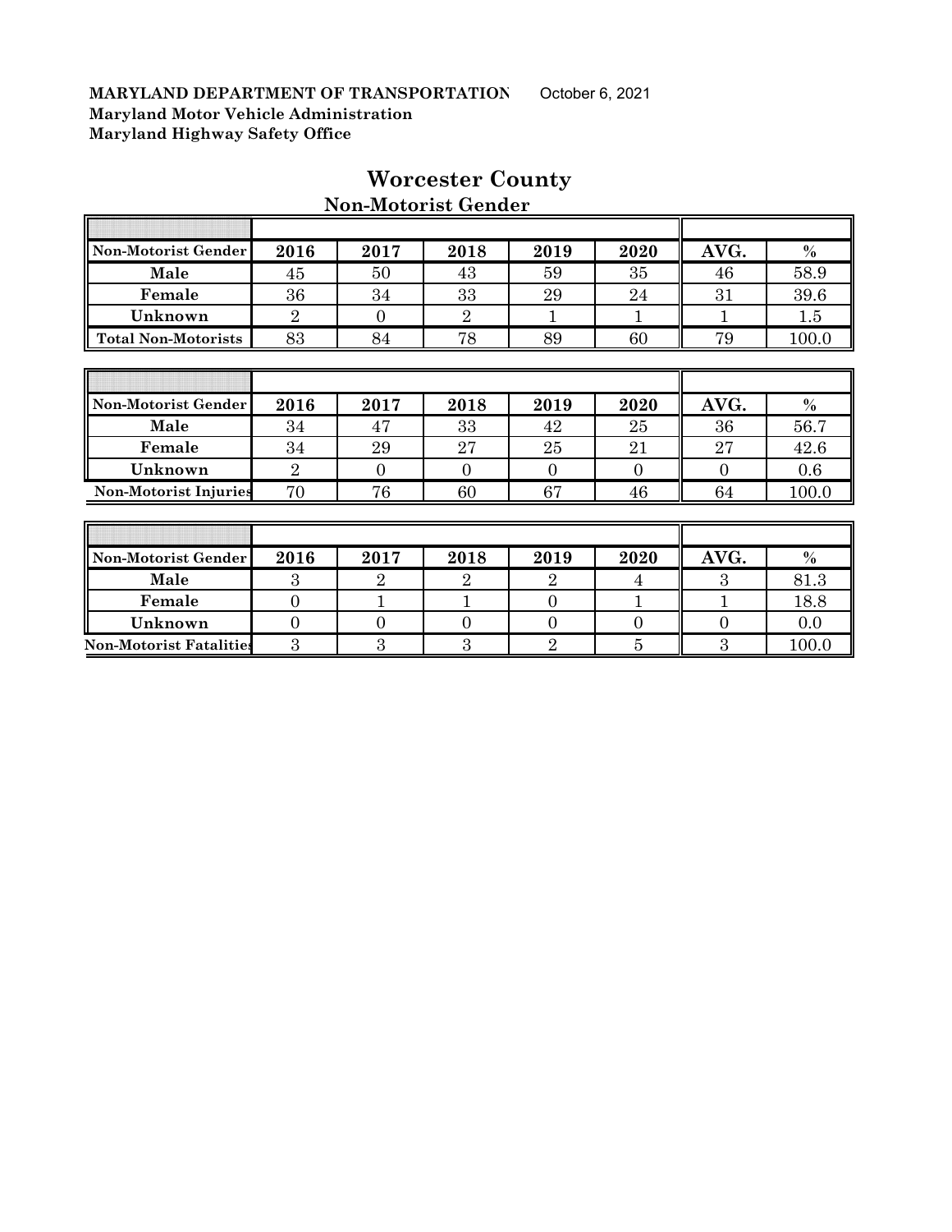**MARYLAND DEPARTMENT OF TRANSPORTATION** October 6, 2021
**Maryland Motor Vehicle Administration**
**Maryland Highway Safety Office**

# Worcester County

## Non-Motorist Gender

| Non-Motorist Gender | 2016 | 2017 | 2018 | 2019 | 2020 | AVG. | % |
|---|---|---|---|---|---|---|---|
| Male | 45 | 50 | 43 | 59 | 35 | 46 | 58.9 |
| Female | 36 | 34 | 33 | 29 | 24 | 31 | 39.6 |
| Unknown | 2 | 0 | 2 | 1 | 1 | 1 | 1.5 |
| Total Non-Motorists | 83 | 84 | 78 | 89 | 60 | 79 | 100.0 |

| Non-Motorist Gender | 2016 | 2017 | 2018 | 2019 | 2020 | AVG. | % |
|---|---|---|---|---|---|---|---|
| Male | 34 | 47 | 33 | 42 | 25 | 36 | 56.7 |
| Female | 34 | 29 | 27 | 25 | 21 | 27 | 42.6 |
| Unknown | 2 | 0 | 0 | 0 | 0 | 0 | 0.6 |
| Non-Motorist Injuries | 70 | 76 | 60 | 67 | 46 | 64 | 100.0 |

| Non-Motorist Gender | 2016 | 2017 | 2018 | 2019 | 2020 | AVG. | % |
|---|---|---|---|---|---|---|---|
| Male | 3 | 2 | 2 | 2 | 4 | 3 | 81.3 |
| Female | 0 | 1 | 1 | 0 | 1 | 1 | 18.8 |
| Unknown | 0 | 0 | 0 | 0 | 0 | 0 | 0.0 |
| Non-Motorist Fatalities | 3 | 3 | 3 | 2 | 5 | 3 | 100.0 |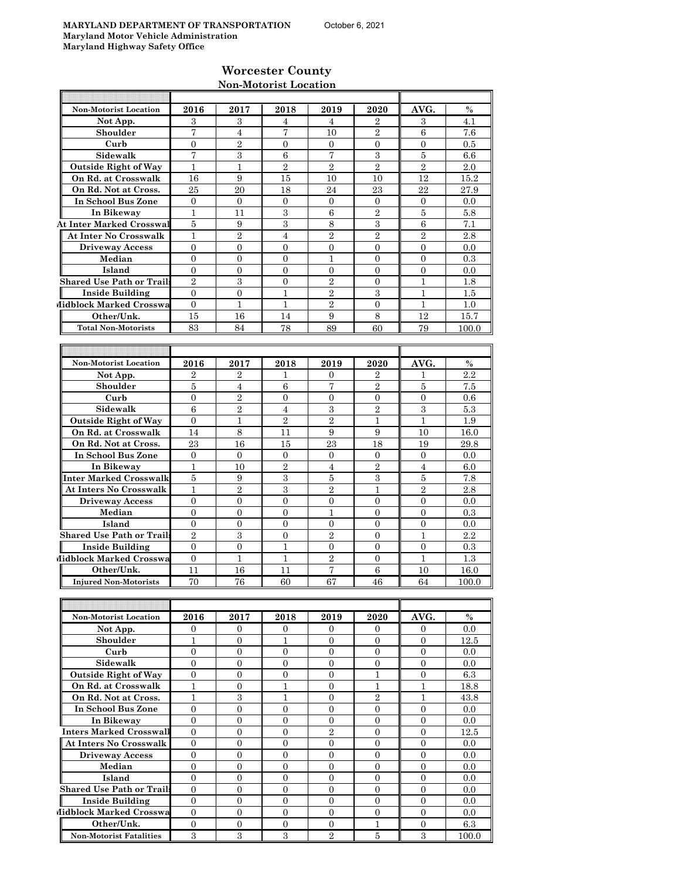**MARYLAND DEPARTMENT OF TRANSPORTATION** October 6, 2021
**Maryland Motor Vehicle Administration**
**Maryland Highway Safety Office**

## Worcester County
### Non-Motorist Location

| Non-Motorist Location | 2016 | 2017 | 2018 | 2019 | 2020 | AVG. | % |
|---|---|---|---|---|---|---|---|
| Not App. | 3 | 3 | 4 | 4 | 2 | 3 | 4.1 |
| Shoulder | 7 | 4 | 7 | 10 | 2 | 6 | 7.6 |
| Curb | 0 | 2 | 0 | 0 | 0 | 0 | 0.5 |
| Sidewalk | 7 | 3 | 6 | 7 | 3 | 5 | 6.6 |
| Outside Right of Way | 1 | 1 | 2 | 2 | 2 | 2 | 2.0 |
| On Rd. at Crosswalk | 16 | 9 | 15 | 10 | 10 | 12 | 15.2 |
| On Rd. Not at Cross. | 25 | 20 | 18 | 24 | 23 | 22 | 27.9 |
| In School Bus Zone | 0 | 0 | 0 | 0 | 0 | 0 | 0.0 |
| In Bikeway | 1 | 11 | 3 | 6 | 2 | 5 | 5.8 |
| At Inter Marked Crosswal | 5 | 9 | 3 | 8 | 3 | 6 | 7.1 |
| At Inter No Crosswalk | 1 | 2 | 4 | 2 | 2 | 2 | 2.8 |
| Driveway Access | 0 | 0 | 0 | 0 | 0 | 0 | 0.0 |
| Median | 0 | 0 | 0 | 1 | 0 | 0 | 0.3 |
| Island | 0 | 0 | 0 | 0 | 0 | 0 | 0.0 |
| Shared Use Path or Trail | 2 | 3 | 0 | 2 | 0 | 1 | 1.8 |
| Inside Building | 0 | 0 | 1 | 2 | 3 | 1 | 1.5 |
| Midblock Marked Crosswa | 0 | 1 | 1 | 2 | 0 | 1 | 1.0 |
| Other/Unk. | 15 | 16 | 14 | 9 | 8 | 12 | 15.7 |
| **Total Non-Motorists** | 83 | 84 | 78 | 89 | 60 | 79 | 100.0 |

| Non-Motorist Location | 2016 | 2017 | 2018 | 2019 | 2020 | AVG. | % |
|---|---|---|---|---|---|---|---|
| Not App. | 2 | 2 | 1 | 0 | 2 | 1 | 2.2 |
| Shoulder | 5 | 4 | 6 | 7 | 2 | 5 | 7.5 |
| Curb | 0 | 2 | 0 | 0 | 0 | 0 | 0.6 |
| Sidewalk | 6 | 2 | 4 | 3 | 2 | 3 | 5.3 |
| Outside Right of Way | 0 | 1 | 2 | 2 | 1 | 1 | 1.9 |
| On Rd. at Crosswalk | 14 | 8 | 11 | 9 | 9 | 10 | 16.0 |
| On Rd. Not at Cross. | 23 | 16 | 15 | 23 | 18 | 19 | 29.8 |
| In School Bus Zone | 0 | 0 | 0 | 0 | 0 | 0 | 0.0 |
| In Bikeway | 1 | 10 | 2 | 4 | 2 | 4 | 6.0 |
| Inter Marked Crosswalk | 5 | 9 | 3 | 5 | 3 | 5 | 7.8 |
| At Inters No Crosswalk | 1 | 2 | 3 | 2 | 1 | 2 | 2.8 |
| Driveway Access | 0 | 0 | 0 | 0 | 0 | 0 | 0.0 |
| Median | 0 | 0 | 0 | 1 | 0 | 0 | 0.3 |
| Island | 0 | 0 | 0 | 0 | 0 | 0 | 0.0 |
| Shared Use Path or Trail | 2 | 3 | 0 | 2 | 0 | 1 | 2.2 |
| Inside Building | 0 | 0 | 1 | 0 | 0 | 0 | 0.3 |
| Midblock Marked Crosswa | 0 | 1 | 1 | 2 | 0 | 1 | 1.3 |
| Other/Unk. | 11 | 16 | 11 | 7 | 6 | 10 | 16.0 |
| **Injured Non-Motorists** | 70 | 76 | 60 | 67 | 46 | 64 | 100.0 |

| Non-Motorist Location | 2016 | 2017 | 2018 | 2019 | 2020 | AVG. | % |
|---|---|---|---|---|---|---|---|
| Not App. | 0 | 0 | 0 | 0 | 0 | 0 | 0.0 |
| Shoulder | 1 | 0 | 1 | 0 | 0 | 0 | 12.5 |
| Curb | 0 | 0 | 0 | 0 | 0 | 0 | 0.0 |
| Sidewalk | 0 | 0 | 0 | 0 | 0 | 0 | 0.0 |
| Outside Right of Way | 0 | 0 | 0 | 0 | 1 | 0 | 6.3 |
| On Rd. at Crosswalk | 1 | 0 | 1 | 0 | 1 | 1 | 18.8 |
| On Rd. Not at Cross. | 1 | 3 | 1 | 0 | 2 | 1 | 43.8 |
| In School Bus Zone | 0 | 0 | 0 | 0 | 0 | 0 | 0.0 |
| In Bikeway | 0 | 0 | 0 | 0 | 0 | 0 | 0.0 |
| Inters Marked Crosswall | 0 | 0 | 0 | 2 | 0 | 0 | 12.5 |
| At Inters No Crosswalk | 0 | 0 | 0 | 0 | 0 | 0 | 0.0 |
| Driveway Access | 0 | 0 | 0 | 0 | 0 | 0 | 0.0 |
| Median | 0 | 0 | 0 | 0 | 0 | 0 | 0.0 |
| Island | 0 | 0 | 0 | 0 | 0 | 0 | 0.0 |
| Shared Use Path or Trail | 0 | 0 | 0 | 0 | 0 | 0 | 0.0 |
| Inside Building | 0 | 0 | 0 | 0 | 0 | 0 | 0.0 |
| Midblock Marked Crosswa | 0 | 0 | 0 | 0 | 0 | 0 | 0.0 |
| Other/Unk. | 0 | 0 | 0 | 0 | 1 | 0 | 6.3 |
| **Non-Motorist Fatalities** | 3 | 3 | 3 | 2 | 5 | 3 | 100.0 |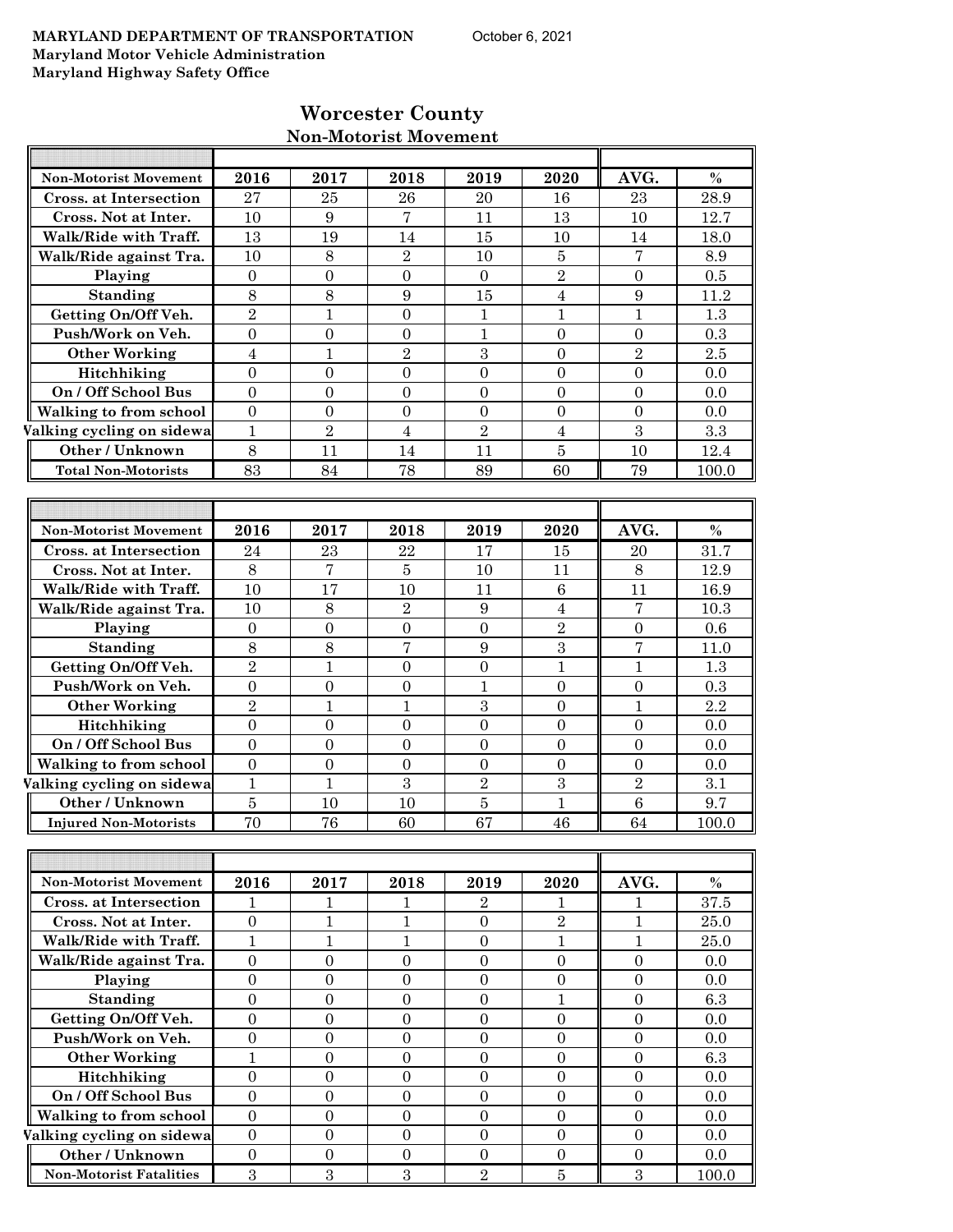MARYLAND DEPARTMENT OF TRANSPORTATION
Maryland Motor Vehicle Administration
Maryland Highway Safety Office

October 6, 2021

# Worcester County

## Non-Motorist Movement

| Non-Motorist Movement | 2016 | 2017 | 2018 | 2019 | 2020 | AVG. | % |
|---|---|---|---|---|---|---|---|
| Cross. at Intersection | 27 | 25 | 26 | 20 | 16 | 23 | 28.9 |
| Cross. Not at Inter. | 10 | 9 | 7 | 11 | 13 | 10 | 12.7 |
| Walk/Ride with Traff. | 13 | 19 | 14 | 15 | 10 | 14 | 18.0 |
| Walk/Ride against Tra. | 10 | 8 | 2 | 10 | 5 | 7 | 8.9 |
| Playing | 0 | 0 | 0 | 0 | 2 | 0 | 0.5 |
| Standing | 8 | 8 | 9 | 15 | 4 | 9 | 11.2 |
| Getting On/Off Veh. | 2 | 1 | 0 | 1 | 1 | 1 | 1.3 |
| Push/Work on Veh. | 0 | 0 | 0 | 1 | 0 | 0 | 0.3 |
| Other Working | 4 | 1 | 2 | 3 | 0 | 2 | 2.5 |
| Hitchhiking | 0 | 0 | 0 | 0 | 0 | 0 | 0.0 |
| On / Off School Bus | 0 | 0 | 0 | 0 | 0 | 0 | 0.0 |
| Walking to from school | 0 | 0 | 0 | 0 | 0 | 0 | 0.0 |
| Walking cycling on sidewa | 1 | 2 | 4 | 2 | 4 | 3 | 3.3 |
| Other / Unknown | 8 | 11 | 14 | 11 | 5 | 10 | 12.4 |
| Total Non-Motorists | 83 | 84 | 78 | 89 | 60 | 79 | 100.0 |

| Non-Motorist Movement | 2016 | 2017 | 2018 | 2019 | 2020 | AVG. | % |
|---|---|---|---|---|---|---|---|
| Cross. at Intersection | 24 | 23 | 22 | 17 | 15 | 20 | 31.7 |
| Cross. Not at Inter. | 8 | 7 | 5 | 10 | 11 | 8 | 12.9 |
| Walk/Ride with Traff. | 10 | 17 | 10 | 11 | 6 | 11 | 16.9 |
| Walk/Ride against Tra. | 10 | 8 | 2 | 9 | 4 | 7 | 10.3 |
| Playing | 0 | 0 | 0 | 0 | 2 | 0 | 0.6 |
| Standing | 8 | 8 | 7 | 9 | 3 | 7 | 11.0 |
| Getting On/Off Veh. | 2 | 1 | 0 | 0 | 1 | 1 | 1.3 |
| Push/Work on Veh. | 0 | 0 | 0 | 1 | 0 | 0 | 0.3 |
| Other Working | 2 | 1 | 1 | 3 | 0 | 1 | 2.2 |
| Hitchhiking | 0 | 0 | 0 | 0 | 0 | 0 | 0.0 |
| On / Off School Bus | 0 | 0 | 0 | 0 | 0 | 0 | 0.0 |
| Walking to from school | 0 | 0 | 0 | 0 | 0 | 0 | 0.0 |
| Walking cycling on sidewa | 1 | 1 | 3 | 2 | 3 | 2 | 3.1 |
| Other / Unknown | 5 | 10 | 10 | 5 | 1 | 6 | 9.7 |
| Injured Non-Motorists | 70 | 76 | 60 | 67 | 46 | 64 | 100.0 |

| Non-Motorist Movement | 2016 | 2017 | 2018 | 2019 | 2020 | AVG. | % |
|---|---|---|---|---|---|---|---|
| Cross. at Intersection | 1 | 1 | 1 | 2 | 1 | 1 | 37.5 |
| Cross. Not at Inter. | 0 | 1 | 1 | 0 | 2 | 1 | 25.0 |
| Walk/Ride with Traff. | 1 | 1 | 1 | 0 | 1 | 1 | 25.0 |
| Walk/Ride against Tra. | 0 | 0 | 0 | 0 | 0 | 0 | 0.0 |
| Playing | 0 | 0 | 0 | 0 | 0 | 0 | 0.0 |
| Standing | 0 | 0 | 0 | 0 | 1 | 0 | 6.3 |
| Getting On/Off Veh. | 0 | 0 | 0 | 0 | 0 | 0 | 0.0 |
| Push/Work on Veh. | 0 | 0 | 0 | 0 | 0 | 0 | 0.0 |
| Other Working | 1 | 0 | 0 | 0 | 0 | 0 | 6.3 |
| Hitchhiking | 0 | 0 | 0 | 0 | 0 | 0 | 0.0 |
| On / Off School Bus | 0 | 0 | 0 | 0 | 0 | 0 | 0.0 |
| Walking to from school | 0 | 0 | 0 | 0 | 0 | 0 | 0.0 |
| Walking cycling on sidewa | 0 | 0 | 0 | 0 | 0 | 0 | 0.0 |
| Other / Unknown | 0 | 0 | 0 | 0 | 0 | 0 | 0.0 |
| Non-Motorist Fatalities | 3 | 3 | 3 | 2 | 5 | 3 | 100.0 |